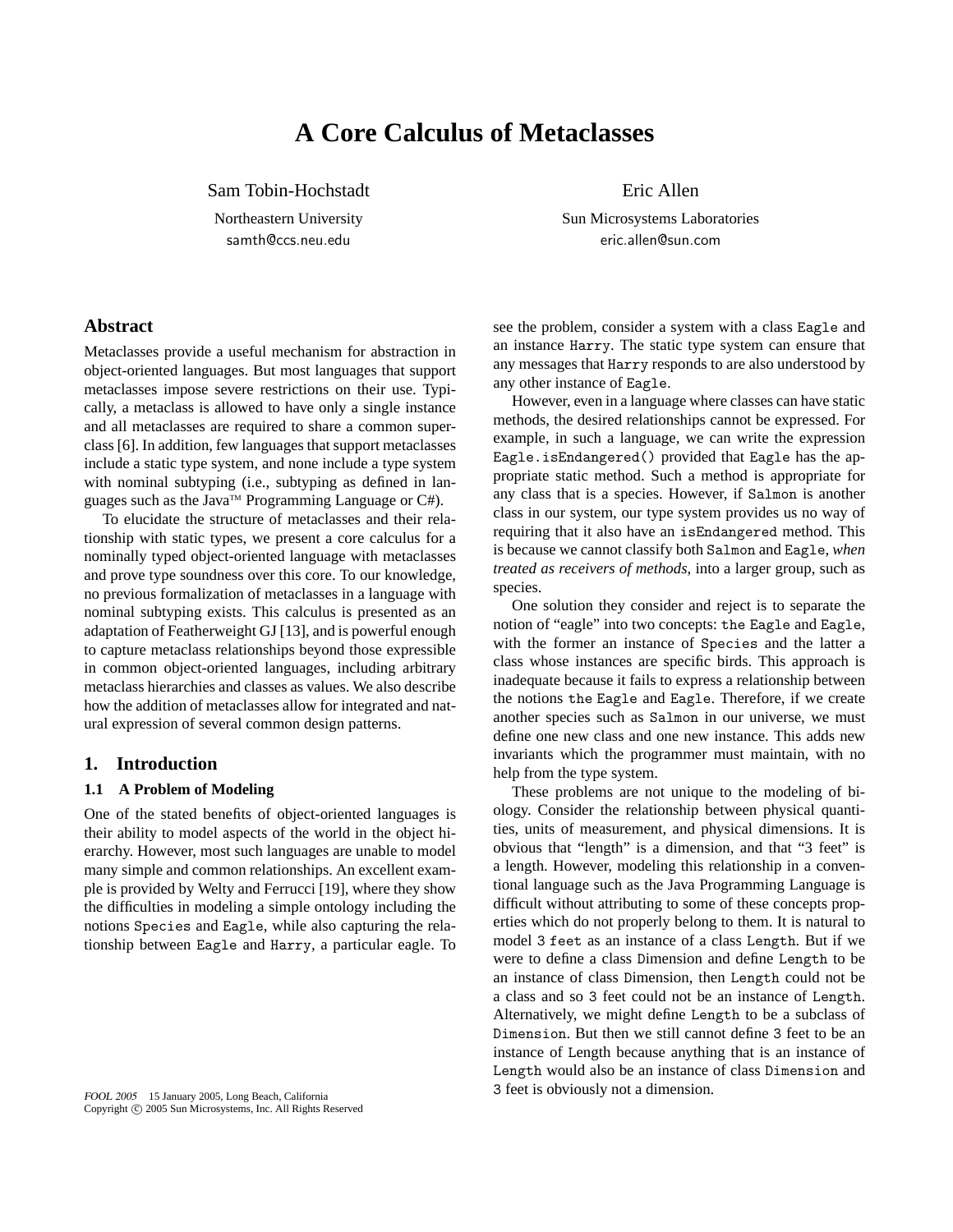# A Core Calculus of Metaclasses

Sam Tobin-Hochstadt
Northeastern University
samth@ccs.neu.edu

Eric Allen
Sun Microsystems Laboratories
eric.allen@sun.com

## Abstract

Metaclasses provide a useful mechanism for abstraction in object-oriented languages. But most languages that support metaclasses impose severe restrictions on their use. Typically, a metaclass is allowed to have only a single instance and all metaclasses are required to share a common superclass [6]. In addition, few languages that support metaclasses include a static type system, and none include a type system with nominal subtyping (i.e., subtyping as defined in languages such as the Java™ Programming Language or C#).

To elucidate the structure of metaclasses and their relationship with static types, we present a core calculus for a nominally typed object-oriented language with metaclasses and prove type soundness over this core. To our knowledge, no previous formalization of metaclasses in a language with nominal subtyping exists. This calculus is presented as an adaptation of Featherweight GJ [13], and is powerful enough to capture metaclass relationships beyond those expressible in common object-oriented languages, including arbitrary metaclass hierarchies and classes as values. We also describe how the addition of metaclasses allow for integrated and natural expression of several common design patterns.

## 1. Introduction

### 1.1 A Problem of Modeling

One of the stated benefits of object-oriented languages is their ability to model aspects of the world in the object hierarchy. However, most such languages are unable to model many simple and common relationships. An excellent example is provided by Welty and Ferrucci [19], where they show the difficulties in modeling a simple ontology including the notions `Species` and `Eagle`, while also capturing the relationship between `Eagle` and `Harry`, a particular eagle. To see the problem, consider a system with a class `Eagle` and an instance `Harry`. The static type system can ensure that any messages that `Harry` responds to are also understood by any other instance of `Eagle`.

However, even in a language where classes can have static methods, the desired relationships cannot be expressed. For example, in such a language, we can write the expression `Eagle.isEndangered()` provided that `Eagle` has the appropriate static method. Such a method is appropriate for any class that is a species. However, if `Salmon` is another class in our system, our type system provides us no way of requiring that it also have an `isEndangered` method. This is because we cannot classify both `Salmon` and `Eagle`, *when treated as receivers of methods*, into a larger group, such as species.

One solution they consider and reject is to separate the notion of "eagle" into two concepts: `the Eagle` and `Eagle`, with the former an instance of `Species` and the latter a class whose instances are specific birds. This approach is inadequate because it fails to express a relationship between the notions `the Eagle` and `Eagle`. Therefore, if we create another species such as `Salmon` in our universe, we must define one new class and one new instance. This adds new invariants which the programmer must maintain, with no help from the type system.

These problems are not unique to the modeling of biology. Consider the relationship between physical quantities, units of measurement, and physical dimensions. It is obvious that "length" is a dimension, and that "3 feet" is a length. However, modeling this relationship in a conventional language such as the Java Programming Language is difficult without attributing to some of these concepts properties which do not properly belong to them. It is natural to model `3 feet` as an instance of a class `Length`. But if we were to define a class `Dimension` and define `Length` to be an instance of class `Dimension`, then `Length` could not be a class and so `3 feet` could not be an instance of `Length`. Alternatively, we might define `Length` to be a subclass of `Dimension`. But then we still cannot define `3 feet` to be an instance of `Length` because anything that is an instance of `Length` would also be an instance of class `Dimension` and `3 feet` is obviously not a dimension.

*FOOL 2005* 15 January 2005, Long Beach, California
Copyright © 2005 Sun Microsystems, Inc. All Rights Reserved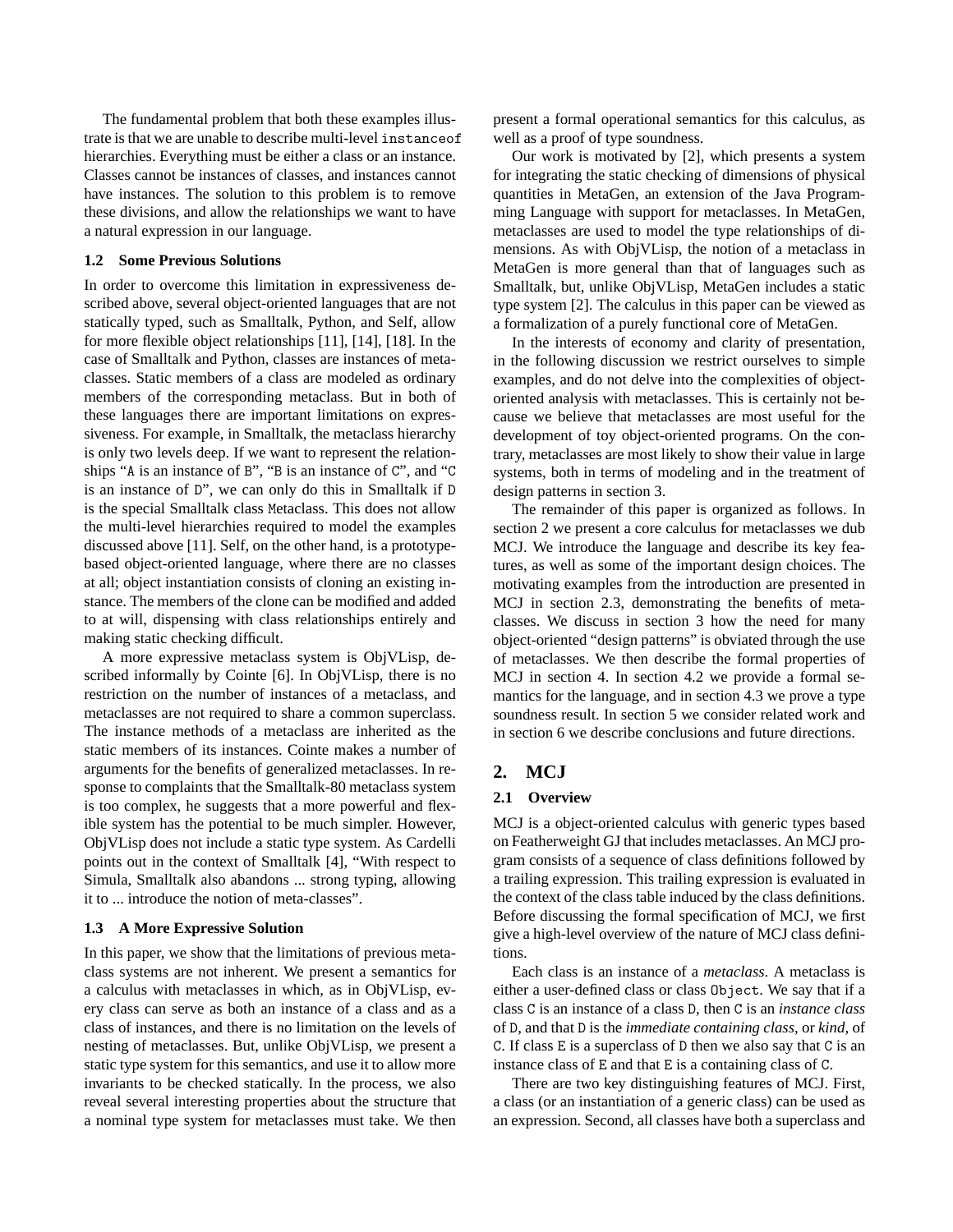The fundamental problem that both these examples illustrate is that we are unable to describe multi-level `instanceof` hierarchies. Everything must be either a class or an instance. Classes cannot be instances of classes, and instances cannot have instances. The solution to this problem is to remove these divisions, and allow the relationships we want to have a natural expression in our language.

### 1.2 Some Previous Solutions

In order to overcome this limitation in expressiveness described above, several object-oriented languages that are not statically typed, such as Smalltalk, Python, and Self, allow for more flexible object relationships [11], [14], [18]. In the case of Smalltalk and Python, classes are instances of metaclasses. Static members of a class are modeled as ordinary members of the corresponding metaclass. But in both of these languages there are important limitations on expressiveness. For example, in Smalltalk, the metaclass hierarchy is only two levels deep. If we want to represent the relationships "`A` is an instance of `B`", "`B` is an instance of `C`", and "`C` is an instance of `D`", we can only do this in Smalltalk if `D` is the special Smalltalk class `Metaclass`. This does not allow the multi-level hierarchies required to model the examples discussed above [11]. Self, on the other hand, is a prototype-based object-oriented language, where there are no classes at all; object instantiation consists of cloning an existing instance. The members of the clone can be modified and added to at will, dispensing with class relationships entirely and making static checking difficult.

A more expressive metaclass system is ObjVLisp, described informally by Cointe [6]. In ObjVLisp, there is no restriction on the number of instances of a metaclass, and metaclasses are not required to share a common superclass. The instance methods of a metaclass are inherited as the static members of its instances. Cointe makes a number of arguments for the benefits of generalized metaclasses. In response to complaints that the Smalltalk-80 metaclass system is too complex, he suggests that a more powerful and flexible system has the potential to be much simpler. However, ObjVLisp does not include a static type system. As Cardelli points out in the context of Smalltalk [4], "With respect to Simula, Smalltalk also abandons ... strong typing, allowing it to ... introduce the notion of meta-classes".

### 1.3 A More Expressive Solution

In this paper, we show that the limitations of previous metaclass systems are not inherent. We present a semantics for a calculus with metaclasses in which, as in ObjVLisp, every class can serve as both an instance of a class and as a class of instances, and there is no limitation on the levels of nesting of metaclasses. But, unlike ObjVLisp, we present a static type system for this semantics, and use it to allow more invariants to be checked statically. In the process, we also reveal several interesting properties about the structure that a nominal type system for metaclasses must take. We then present a formal operational semantics for this calculus, as well as a proof of type soundness.

Our work is motivated by [2], which presents a system for integrating the static checking of dimensions of physical quantities in MetaGen, an extension of the Java Programming Language with support for metaclasses. In MetaGen, metaclasses are used to model the type relationships of dimensions. As with ObjVLisp, the notion of a metaclass in MetaGen is more general than that of languages such as Smalltalk, but, unlike ObjVLisp, MetaGen includes a static type system [2]. The calculus in this paper can be viewed as a formalization of a purely functional core of MetaGen.

In the interests of economy and clarity of presentation, in the following discussion we restrict ourselves to simple examples, and do not delve into the complexities of object-oriented analysis with metaclasses. This is certainly not because we believe that metaclasses are most useful for the development of toy object-oriented programs. On the contrary, metaclasses are most likely to show their value in large systems, both in terms of modeling and in the treatment of design patterns in section 3.

The remainder of this paper is organized as follows. In section 2 we present a core calculus for metaclasses we dub MCJ. We introduce the language and describe its key features, as well as some of the important design choices. The motivating examples from the introduction are presented in MCJ in section 2.3, demonstrating the benefits of metaclasses. We discuss in section 3 how the need for many object-oriented "design patterns" is obviated through the use of metaclasses. We then describe the formal properties of MCJ in section 4. In section 4.2 we provide a formal semantics for the language, and in section 4.3 we prove a type soundness result. In section 5 we consider related work and in section 6 we describe conclusions and future directions.

## 2. MCJ

### 2.1 Overview

MCJ is a object-oriented calculus with generic types based on Featherweight GJ that includes metaclasses. An MCJ program consists of a sequence of class definitions followed by a trailing expression. This trailing expression is evaluated in the context of the class table induced by the class definitions. Before discussing the formal specification of MCJ, we first give a high-level overview of the nature of MCJ class definitions.

Each class is an instance of a *metaclass*. A metaclass is either a user-defined class or class `Object`. We say that if a class `C` is an instance of a class `D`, then `C` is an *instance class* of `D`, and that `D` is the *immediate containing class*, or *kind*, of `C`. If class `E` is a superclass of `D` then we also say that `C` is an instance class of `E` and that `E` is a containing class of `C`.

There are two key distinguishing features of MCJ. First, a class (or an instantiation of a generic class) can be used as an expression. Second, all classes have both a superclass and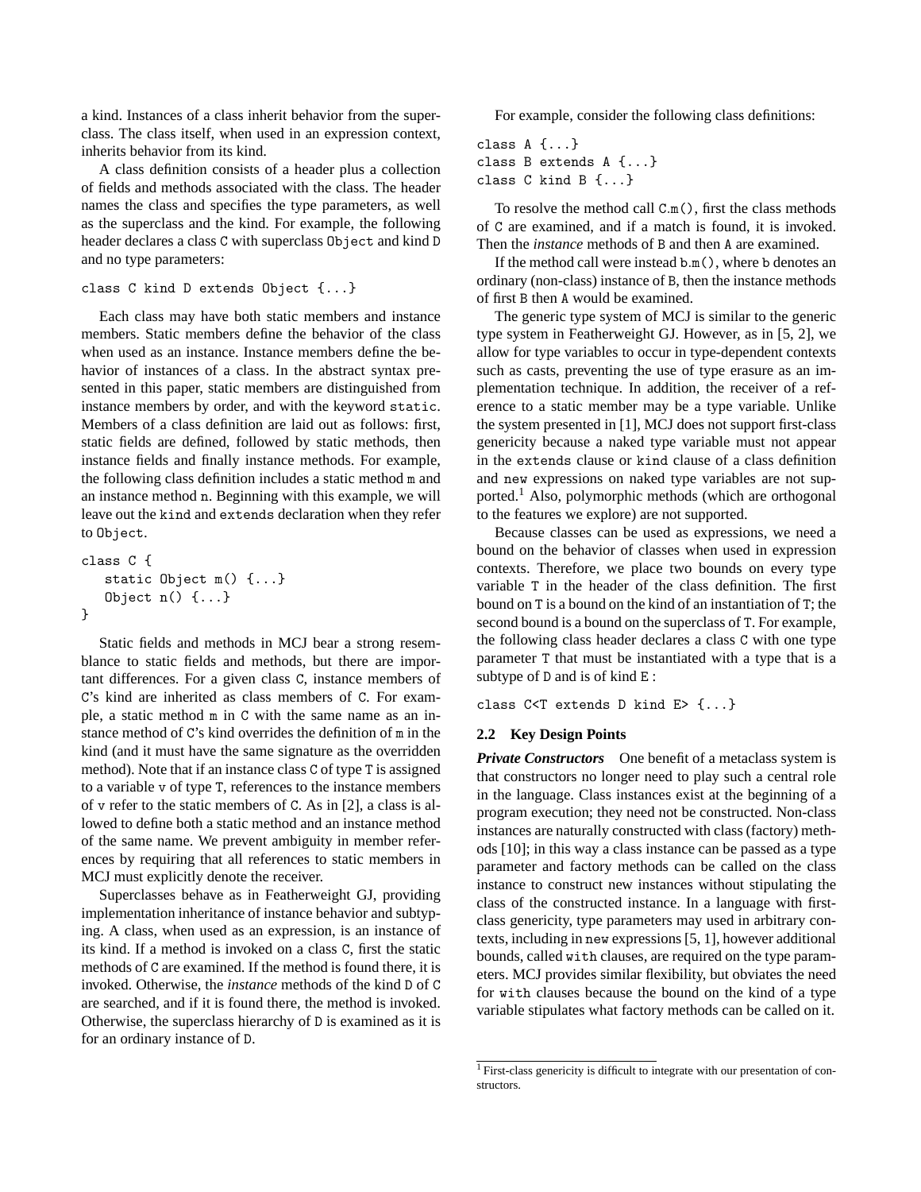a kind. Instances of a class inherit behavior from the superclass. The class itself, when used in an expression context, inherits behavior from its kind.

A class definition consists of a header plus a collection of fields and methods associated with the class. The header names the class and specifies the type parameters, as well as the superclass and the kind. For example, the following header declares a class C with superclass Object and kind D and no type parameters:

```
class C kind D extends Object {...}
```

Each class may have both static members and instance members. Static members define the behavior of the class when used as an instance. Instance members define the behavior of instances of a class. In the abstract syntax presented in this paper, static members are distinguished from instance members by order, and with the keyword `static`. Members of a class definition are laid out as follows: first, static fields are defined, followed by static methods, then instance fields and finally instance methods. For example, the following class definition includes a static method `m` and an instance method `n`. Beginning with this example, we will leave out the `kind` and `extends` declaration when they refer to `Object`.

```
class C {
   static Object m() {...}
   Object n() {...}
}
```

Static fields and methods in MCJ bear a strong resemblance to static fields and methods, but there are important differences. For a given class C, instance members of C's kind are inherited as class members of C. For example, a static method `m` in C with the same name as an instance method of C's kind overrides the definition of `m` in the kind (and it must have the same signature as the overridden method). Note that if an instance class C of type T is assigned to a variable `v` of type T, references to the instance members of `v` refer to the static members of C. As in [2], a class is allowed to define both a static method and an instance method of the same name. We prevent ambiguity in member references by requiring that all references to static members in MCJ must explicitly denote the receiver.

Superclasses behave as in Featherweight GJ, providing implementation inheritance of instance behavior and subtyping. A class, when used as an expression, is an instance of its kind. If a method is invoked on a class C, first the static methods of C are examined. If the method is found there, it is invoked. Otherwise, the *instance* methods of the kind D of C are searched, and if it is found there, the method is invoked. Otherwise, the superclass hierarchy of D is examined as it is for an ordinary instance of D.

For example, consider the following class definitions:

```
class A {...}
class B extends A {...}
class C kind B {...}
```

To resolve the method call `C.m()`, first the class methods of C are examined, and if a match is found, it is invoked. Then the *instance* methods of B and then A are examined.

If the method call were instead `b.m()`, where `b` denotes an ordinary (non-class) instance of B, then the instance methods of first B then A would be examined.

The generic type system of MCJ is similar to the generic type system in Featherweight GJ. However, as in [5, 2], we allow for type variables to occur in type-dependent contexts such as casts, preventing the use of type erasure as an implementation technique. In addition, the receiver of a reference to a static member may be a type variable. Unlike the system presented in [1], MCJ does not support first-class genericity because a naked type variable must not appear in the `extends` clause or `kind` clause of a class definition and `new` expressions on naked type variables are not supported.[1] Also, polymorphic methods (which are orthogonal to the features we explore) are not supported.

Because classes can be used as expressions, we need a bound on the behavior of classes when used in expression contexts. Therefore, we place two bounds on every type variable T in the header of the class definition. The first bound on T is a bound on the kind of an instantiation of T; the second bound is a bound on the superclass of T. For example, the following class header declares a class C with one type parameter T that must be instantiated with a type that is a subtype of D and is of kind E :

```
class C<T extends D kind E> {...}
```

### 2.2 Key Design Points

***Private Constructors*** One benefit of a metaclass system is that constructors no longer need to play such a central role in the language. Class instances exist at the beginning of a program execution; they need not be constructed. Non-class instances are naturally constructed with class (factory) methods [10]; in this way a class instance can be passed as a type parameter and factory methods can be called on the class instance to construct new instances without stipulating the class of the constructed instance. In a language with first-class genericity, type parameters may used in arbitrary contexts, including in `new` expressions [5, 1], however additional bounds, called `with` clauses, are required on the type parameters. MCJ provides similar flexibility, but obviates the need for `with` clauses because the bound on the kind of a type variable stipulates what factory methods can be called on it.

[1] First-class genericity is difficult to integrate with our presentation of constructors.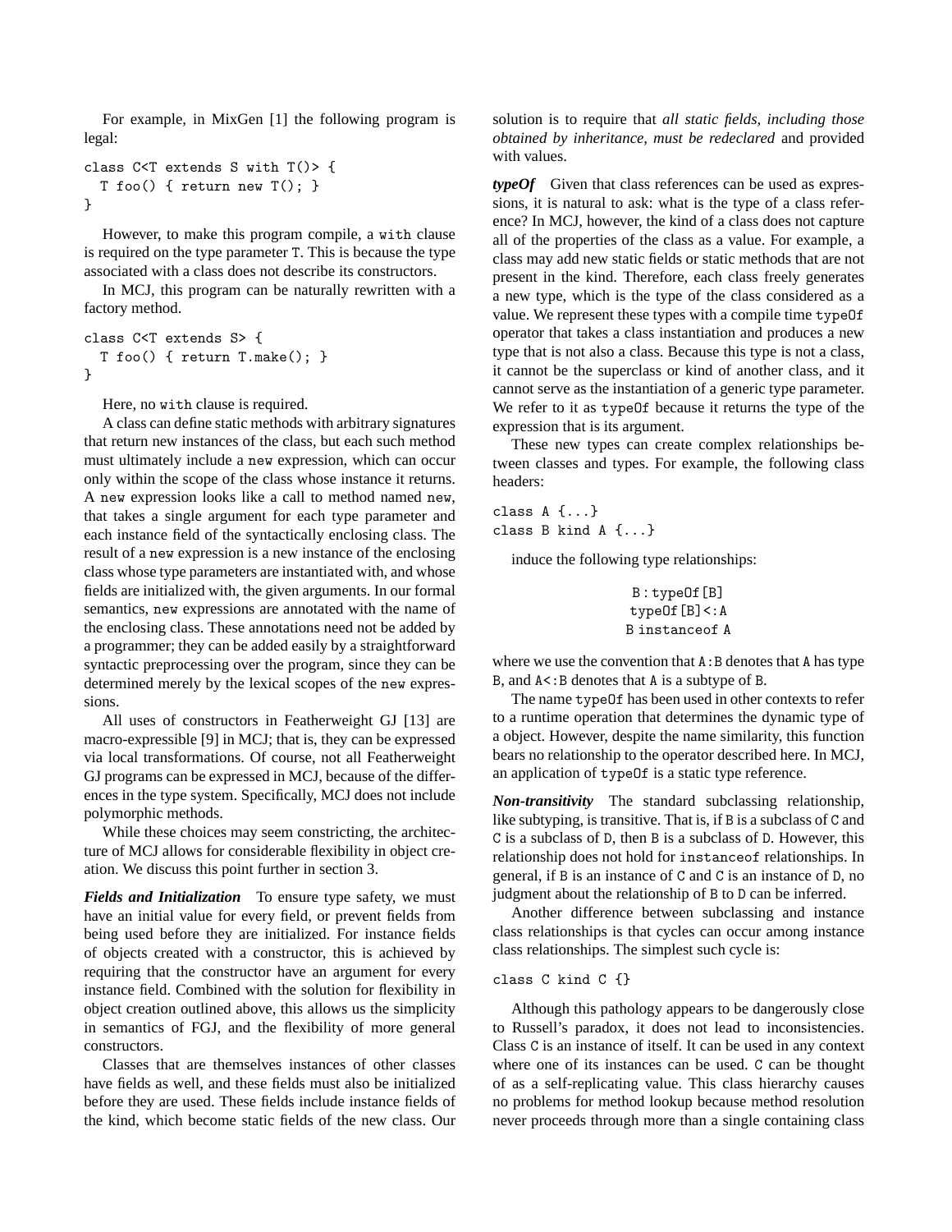For example, in MixGen [1] the following program is legal:

```
class C<T extends S with T()> {
  T foo() { return new T(); }
}
```

However, to make this program compile, a `with` clause is required on the type parameter `T`. This is because the type associated with a class does not describe its constructors.

In MCJ, this program can be naturally rewritten with a factory method.

```
class C<T extends S> {
  T foo() { return T.make(); }
}
```

Here, no `with` clause is required.

A class can define static methods with arbitrary signatures that return new instances of the class, but each such method must ultimately include a `new` expression, which can occur only within the scope of the class whose instance it returns. A `new` expression looks like a call to method named `new`, that takes a single argument for each type parameter and each instance field of the syntactically enclosing class. The result of a `new` expression is a new instance of the enclosing class whose type parameters are instantiated with, and whose fields are initialized with, the given arguments. In our formal semantics, `new` expressions are annotated with the name of the enclosing class. These annotations need not be added by a programmer; they can be added easily by a straightforward syntactic preprocessing over the program, since they can be determined merely by the lexical scopes of the `new` expressions.

All uses of constructors in Featherweight GJ [13] are macro-expressible [9] in MCJ; that is, they can be expressed via local transformations. Of course, not all Featherweight GJ programs can be expressed in MCJ, because of the differences in the type system. Specifically, MCJ does not include polymorphic methods.

While these choices may seem constricting, the architecture of MCJ allows for considerable flexibility in object creation. We discuss this point further in section 3.

***Fields and Initialization*** To ensure type safety, we must have an initial value for every field, or prevent fields from being used before they are initialized. For instance fields of objects created with a constructor, this is achieved by requiring that the constructor have an argument for every instance field. Combined with the solution for flexibility in object creation outlined above, this allows us the simplicity in semantics of FGJ, and the flexibility of more general constructors.

Classes that are themselves instances of other classes have fields as well, and these fields must also be initialized before they are used. These fields include instance fields of the kind, which become static fields of the new class. Our solution is to require that *all static fields, including those obtained by inheritance, must be redeclared* and provided with values.

***typeOf*** Given that class references can be used as expressions, it is natural to ask: what is the type of a class reference? In MCJ, however, the kind of a class does not capture all of the properties of the class as a value. For example, a class may add new static fields or static methods that are not present in the kind. Therefore, each class freely generates a new type, which is the type of the class considered as a value. We represent these types with a compile time `typeOf` operator that takes a class instantiation and produces a new type that is not also a class. Because this type is not a class, it cannot be the superclass or kind of another class, and it cannot serve as the instantiation of a generic type parameter. We refer to it as `typeOf` because it returns the type of the expression that is its argument.

These new types can create complex relationships between classes and types. For example, the following class headers:

```
class A {...}
class B kind A {...}
```

induce the following type relationships:

```
B : typeOf[B]
typeOf[B] <: A
B instanceof A
```

where we use the convention that `A:B` denotes that `A` has type `B`, and `A<:B` denotes that `A` is a subtype of `B`.

The name `typeOf` has been used in other contexts to refer to a runtime operation that determines the dynamic type of a object. However, despite the name similarity, this function bears no relationship to the operator described here. In MCJ, an application of `typeOf` is a static type reference.

***Non-transitivity*** The standard subclassing relationship, like subtyping, is transitive. That is, if `B` is a subclass of `C` and `C` is a subclass of `D`, then `B` is a subclass of `D`. However, this relationship does not hold for `instanceof` relationships. In general, if `B` is an instance of `C` and `C` is an instance of `D`, no judgment about the relationship of `B` to `D` can be inferred.

Another difference between subclassing and instance class relationships is that cycles can occur among instance class relationships. The simplest such cycle is:

```
class C kind C {}
```

Although this pathology appears to be dangerously close to Russell's paradox, it does not lead to inconsistencies. Class `C` is an instance of itself. It can be used in any context where one of its instances can be used. `C` can be thought of as a self-replicating value. This class hierarchy causes no problems for method lookup because method resolution never proceeds through more than a single containing class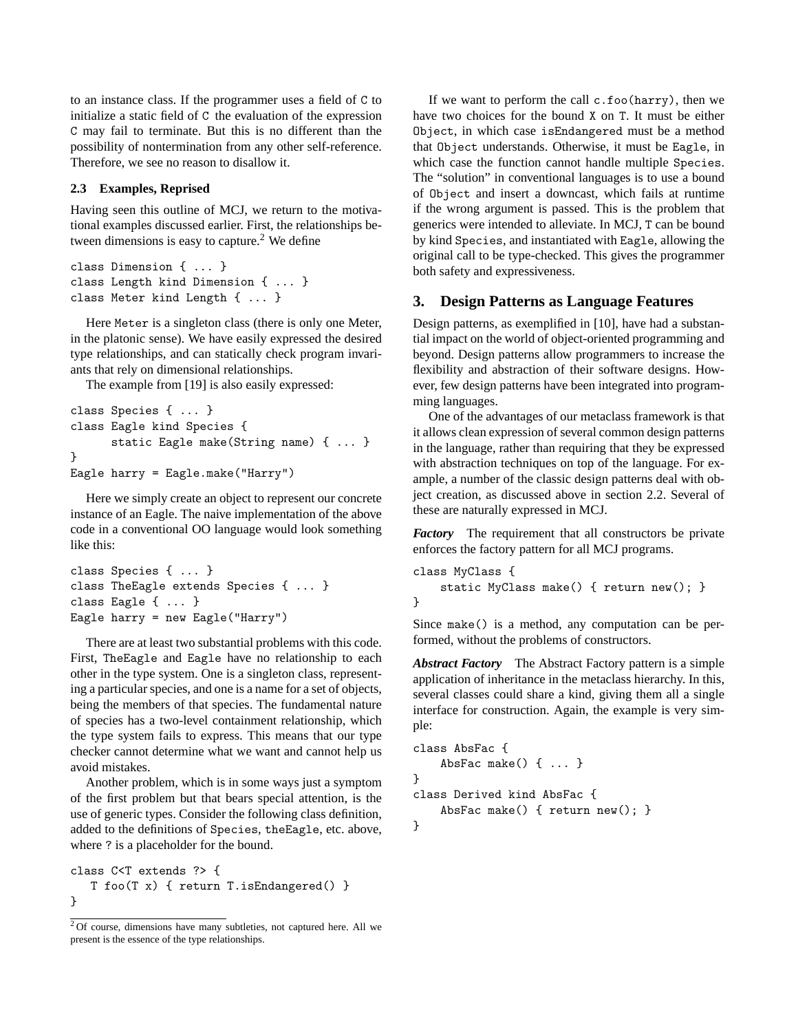to an instance class. If the programmer uses a field of C to initialize a static field of C the evaluation of the expression C may fail to terminate. But this is no different than the possibility of nontermination from any other self-reference. Therefore, we see no reason to disallow it.

### 2.3 Examples, Reprised

Having seen this outline of MCJ, we return to the motivational examples discussed earlier. First, the relationships between dimensions is easy to capture.[2] We define

```
class Dimension { ... }
class Length kind Dimension { ... }
class Meter kind Length { ... }
```

Here Meter is a singleton class (there is only one Meter, in the platonic sense). We have easily expressed the desired type relationships, and can statically check program invariants that rely on dimensional relationships.

The example from [19] is also easily expressed:

```
class Species { ... }
class Eagle kind Species {
      static Eagle make(String name) { ... }
}
Eagle harry = Eagle.make("Harry")
```

Here we simply create an object to represent our concrete instance of an Eagle. The naive implementation of the above code in a conventional OO language would look something like this:

```
class Species { ... }
class TheEagle extends Species { ... }
class Eagle { ... }
Eagle harry = new Eagle("Harry")
```

There are at least two substantial problems with this code. First, TheEagle and Eagle have no relationship to each other in the type system. One is a singleton class, representing a particular species, and one is a name for a set of objects, being the members of that species. The fundamental nature of species has a two-level containment relationship, which the type system fails to express. This means that our type checker cannot determine what we want and cannot help us avoid mistakes.

Another problem, which is in some ways just a symptom of the first problem but that bears special attention, is the use of generic types. Consider the following class definition, added to the definitions of Species, theEagle, etc. above, where ? is a placeholder for the bound.

```
class C<T extends ?> {
   T foo(T x) { return T.isEndangered() }
}
```

[2] Of course, dimensions have many subtleties, not captured here. All we present is the essence of the type relationships.

If we want to perform the call c.foo(harry), then we have two choices for the bound X on T. It must be either Object, in which case isEndangered must be a method that Object understands. Otherwise, it must be Eagle, in which case the function cannot handle multiple Species. The "solution" in conventional languages is to use a bound of Object and insert a downcast, which fails at runtime if the wrong argument is passed. This is the problem that generics were intended to alleviate. In MCJ, T can be bound by kind Species, and instantiated with Eagle, allowing the original call to be type-checked. This gives the programmer both safety and expressiveness.

## 3. Design Patterns as Language Features

Design patterns, as exemplified in [10], have had a substantial impact on the world of object-oriented programming and beyond. Design patterns allow programmers to increase the flexibility and abstraction of their software designs. However, few design patterns have been integrated into programming languages.

One of the advantages of our metaclass framework is that it allows clean expression of several common design patterns in the language, rather than requiring that they be expressed with abstraction techniques on top of the language. For example, a number of the classic design patterns deal with object creation, as discussed above in section 2.2. Several of these are naturally expressed in MCJ.

***Factory*** The requirement that all constructors be private enforces the factory pattern for all MCJ programs.

```
class MyClass {
    static MyClass make() { return new(); }
}
```

Since make() is a method, any computation can be performed, without the problems of constructors.

***Abstract Factory*** The Abstract Factory pattern is a simple application of inheritance in the metaclass hierarchy. In this, several classes could share a kind, giving them all a single interface for construction. Again, the example is very simple:

```
class AbsFac {
    AbsFac make() { ... }
}
class Derived kind AbsFac {
    AbsFac make() { return new(); }
}
```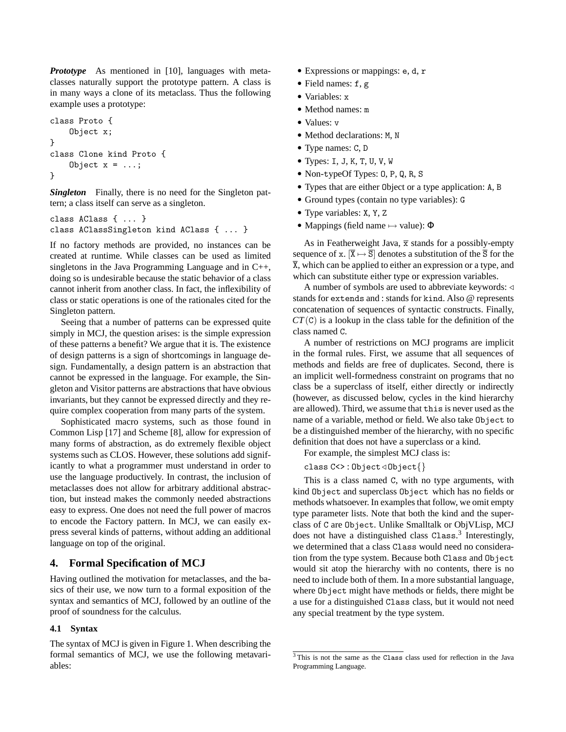***Prototype*** As mentioned in [10], languages with metaclasses naturally support the prototype pattern. A class is in many ways a clone of its metaclass. Thus the following example uses a prototype:

```
class Proto {
    Object x;
}
class Clone kind Proto {
    Object x = ...;
}
```

***Singleton*** Finally, there is no need for the Singleton pattern; a class itself can serve as a singleton.

```
class AClass { ... }
class AClassSingleton kind AClass { ... }
```

If no factory methods are provided, no instances can be created at runtime. While classes can be used as limited singletons in the Java Programming Language and in C++, doing so is undesirable because the static behavior of a class cannot inherit from another class. In fact, the inflexibility of class or static operations is one of the rationales cited for the Singleton pattern.

Seeing that a number of patterns can be expressed quite simply in MCJ, the question arises: is the simple expression of these patterns a benefit? We argue that it is. The existence of design patterns is a sign of shortcomings in language design. Fundamentally, a design pattern is an abstraction that cannot be expressed in the language. For example, the Singleton and Visitor patterns are abstractions that have obvious invariants, but they cannot be expressed directly and they require complex cooperation from many parts of the system.

Sophisticated macro systems, such as those found in Common Lisp [17] and Scheme [8], allow for expression of many forms of abstraction, as do extremely flexible object systems such as CLOS. However, these solutions add significantly to what a programmer must understand in order to use the language productively. In contrast, the inclusion of metaclasses does not allow for arbitrary additional abstraction, but instead makes the commonly needed abstractions easy to express. One does not need the full power of macros to encode the Factory pattern. In MCJ, we can easily express several kinds of patterns, without adding an additional language on top of the original.

## 4. Formal Specification of MCJ

Having outlined the motivation for metaclasses, and the basics of their use, we now turn to a formal exposition of the syntax and semantics of MCJ, followed by an outline of the proof of soundness for the calculus.

### 4.1 Syntax

The syntax of MCJ is given in Figure 1. When describing the formal semantics of MCJ, we use the following metavariables:

- Expressions or mappings: e, d, r
- Field names: f, g
- Variables: x
- Method names: m
- Values: v
- Method declarations: M, N
- Type names: C, D
- Types: I, J, K, T, U, V, W
- Non-typeOf Types: O, P, Q, R, S
- Types that are either Object or a type application: A, B
- Ground types (contain no type variables): G
- Type variables: X, Y, Z
- Mappings (field name $\mapsto$ value): $\Phi$

As in Featherweight Java, $\overline{\mathtt{x}}$ stands for a possibly-empty sequence of x. $[\overline{\mathtt{X}} \mapsto \overline{\mathtt{S}}]$ denotes a substitution of the $\overline{\mathtt{S}}$ for the $\overline{\mathtt{X}}$, which can be applied to either an expression or a type, and which can substitute either type or expression variables.

A number of symbols are used to abbreviate keywords: $\triangleleft$ stands for `extends` and : stands for `kind`. Also @ represents concatenation of sequences of syntactic constructs. Finally, $CT(\mathtt{C})$ is a lookup in the class table for the definition of the class named C.

A number of restrictions on MCJ programs are implicit in the formal rules. First, we assume that all sequences of methods and fields are free of duplicates. Second, there is an implicit well-formedness constraint on programs that no class be a superclass of itself, either directly or indirectly (however, as discussed below, cycles in the kind hierarchy are allowed). Third, we assume that `this` is never used as the name of a variable, method or field. We also take `Object` to be a distinguished member of the hierarchy, with no specific definition that does not have a superclass or a kind.

For example, the simplest MCJ class is:

$\mathtt{class\ C{<}{>} : Object} \triangleleft \mathtt{Object}\{\}$

This is a class named C, with no type arguments, with kind `Object` and superclass `Object` which has no fields or methods whatsoever. In examples that follow, we omit empty type parameter lists. Note that both the kind and the superclass of C are `Object`. Unlike Smalltalk or ObjVLisp, MCJ does not have a distinguished class `Class`.[3] Interestingly, we determined that a class `Class` would need no consideration from the type system. Because both `Class` and `Object` would sit atop the hierarchy with no contents, there is no need to include both of them. In a more substantial language, where `Object` might have methods or fields, there might be a use for a distinguished `Class` class, but it would not need any special treatment by the type system.

[3] This is not the same as the `Class` class used for reflection in the Java Programming Language.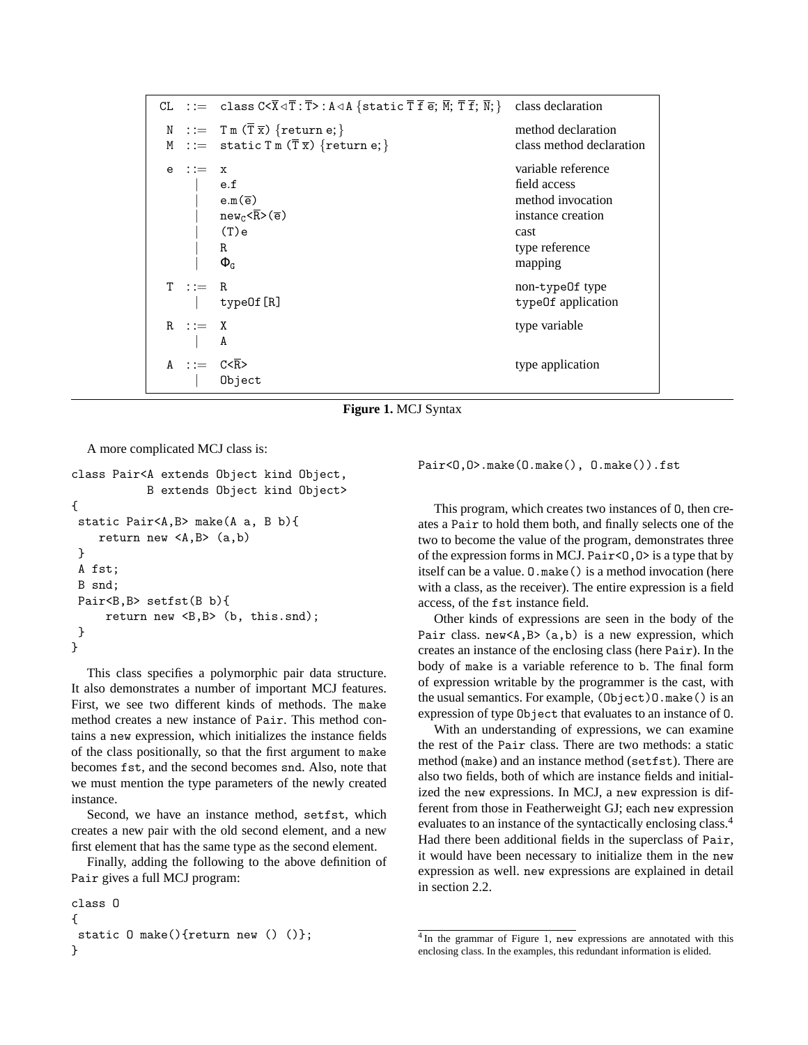| | | | |
|---|---|---|---|
| CL | ::= | class C<$\overline{X}$ ◁ $\overline{T}$ : $\overline{T}$> : A ◁ A {static $\overline{T}$ $\overline{f}$ $\overline{e}$; $\overline{M}$; $\overline{T}$ $\overline{f}$; $\overline{N}$;} | class declaration |
| N | ::= | T m ($\overline{T}$ $\overline{x}$) {return e;} | method declaration |
| M | ::= | static T m ($\overline{T}$ $\overline{x}$) {return e;} | class method declaration |
| e | ::= | x | variable reference |
| | \| | e.f | field access |
| | \| | e.m($\overline{e}$) | method invocation |
| | \| | $new_C$<$\overline{R}$>($\overline{e}$) | instance creation |
| | \| | (T)e | cast |
| | \| | R | type reference |
| | \| | $\Phi_G$ | mapping |
| T | ::= | R | non-typeOf type |
| | \| | typeOf[R] | typeOf application |
| R | ::= | X | type variable |
| | \| | A | |
| A | ::= | C<$\overline{R}$> | type application |
| | \| | Object | |

**Figure 1.** MCJ Syntax

A more complicated MCJ class is:

```
class Pair<A extends Object kind Object,
           B extends Object kind Object>
{
 static Pair<A,B> make(A a, B b){
    return new <A,B> (a,b)
 }
 A fst;
 B snd;
 Pair<B,B> setfst(B b){
     return new <B,B> (b, this.snd);
 }
}
```

This class specifies a polymorphic pair data structure. It also demonstrates a number of important MCJ features. First, we see two different kinds of methods. The make method creates a new instance of Pair. This method contains a new expression, which initializes the instance fields of the class positionally, so that the first argument to make becomes fst, and the second becomes snd. Also, note that we must mention the type parameters of the newly created instance.

Second, we have an instance method, setfst, which creates a new pair with the old second element, and a new first element that has the same type as the second element.

Finally, adding the following to the above definition of Pair gives a full MCJ program:

```
class O
{
 static O make(){return new () ()};
}
```

```
Pair<O,O>.make(O.make(), O.make()).fst
```

This program, which creates two instances of O, then creates a Pair to hold them both, and finally selects one of the two to become the value of the program, demonstrates three of the expression forms in MCJ. Pair<O,O> is a type that by itself can be a value. O.make() is a method invocation (here with a class, as the receiver). The entire expression is a field access, of the fst instance field.

Other kinds of expressions are seen in the body of the Pair class. new<A,B> (a,b) is a new expression, which creates an instance of the enclosing class (here Pair). In the body of make is a variable reference to b. The final form of expression writable by the programmer is the cast, with the usual semantics. For example, (Object)O.make() is an expression of type Object that evaluates to an instance of O.

With an understanding of expressions, we can examine the rest of the Pair class. There are two methods: a static method (make) and an instance method (setfst). There are also two fields, both of which are instance fields and initialized the new expressions. In MCJ, a new expression is different from those in Featherweight GJ; each new expression evaluates to an instance of the syntactically enclosing class.[4] Had there been additional fields in the superclass of Pair, it would have been necessary to initialize them in the new expression as well. new expressions are explained in detail in section 2.2.

[4] In the grammar of Figure 1, new expressions are annotated with this enclosing class. In the examples, this redundant information is elided.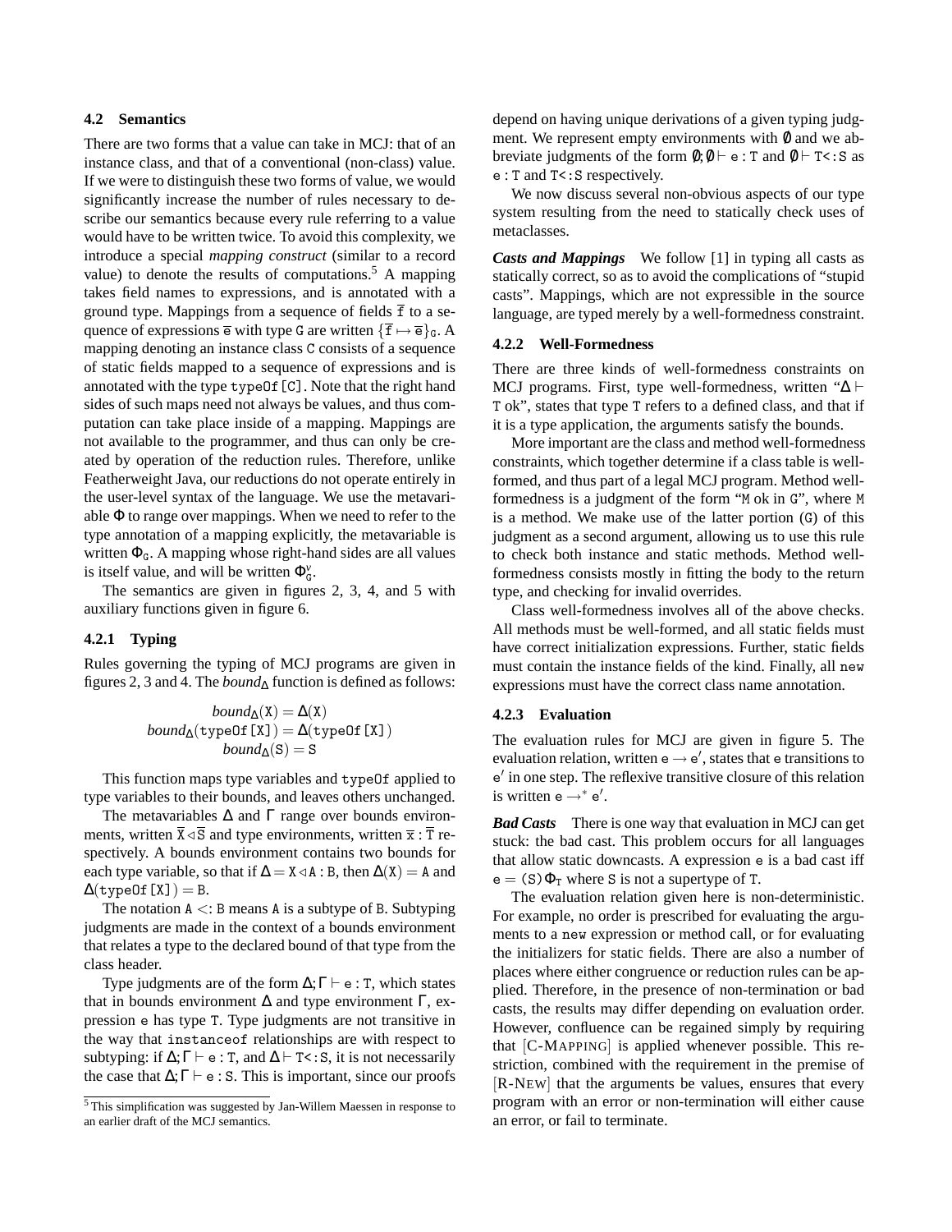### 4.2 Semantics

There are two forms that a value can take in MCJ: that of an instance class, and that of a conventional (non-class) value. If we were to distinguish these two forms of value, we would significantly increase the number of rules necessary to describe our semantics because every rule referring to a value would have to be written twice. To avoid this complexity, we introduce a special *mapping construct* (similar to a record value) to denote the results of computations.[5] A mapping takes field names to expressions, and is annotated with a ground type. Mappings from a sequence of fields $\overline{\mathtt{f}}$ to a sequence of expressions $\overline{\mathtt{e}}$ with type G are written $\{\overline{\mathtt{f}} \mapsto \overline{\mathtt{e}}\}_{\mathtt{G}}$. A mapping denoting an instance class C consists of a sequence of static fields mapped to a sequence of expressions and is annotated with the type typeOf[C]. Note that the right hand sides of such maps need not always be values, and thus computation can take place inside of a mapping. Mappings are not available to the programmer, and thus can only be created by operation of the reduction rules. Therefore, unlike Featherweight Java, our reductions do not operate entirely in the user-level syntax of the language. We use the metavariable $\Phi$ to range over mappings. When we need to refer to the type annotation of a mapping explicitly, the metavariable is written $\Phi_{\mathtt{G}}$. A mapping whose right-hand sides are all values is itself value, and will be written $\Phi^{\mathtt{v}}_{\mathtt{G}}$.

The semantics are given in figures 2, 3, 4, and 5 with auxiliary functions given in figure 6.

#### 4.2.1 Typing

Rules governing the typing of MCJ programs are given in figures 2, 3 and 4. The *bound*$_\Delta$ function is defined as follows:

$$
\begin{aligned}
bound_\Delta(\mathtt{X}) &= \Delta(\mathtt{X})\\
bound_\Delta(\mathtt{typeOf[X]}) &= \Delta(\mathtt{typeOf[X]})\\
bound_\Delta(\mathtt{S}) &= \mathtt{S}
\end{aligned}
$$

This function maps type variables and typeOf applied to type variables to their bounds, and leaves others unchanged.

The metavariables $\Delta$ and $\Gamma$ range over bounds environments, written $\overline{\mathtt{X}} \triangleleft \overline{\mathtt{S}}$ and type environments, written $\overline{\mathtt{x}} : \overline{\mathtt{T}}$ respectively. A bounds environment contains two bounds for each type variable, so that if $\Delta = \mathtt{X} \triangleleft \mathtt{A} : \mathtt{B}$, then $\Delta(\mathtt{X}) = \mathtt{A}$ and $\Delta(\mathtt{typeOf[X]}) = \mathtt{B}$.

The notation $\mathtt{A} <: \mathtt{B}$ means A is a subtype of B. Subtyping judgments are made in the context of a bounds environment that relates a type to the declared bound of that type from the class header.

Type judgments are of the form $\Delta; \Gamma \vdash \mathtt{e} : \mathtt{T}$, which states that in bounds environment $\Delta$ and type environment $\Gamma$, expression e has type T. Type judgments are not transitive in the way that instanceof relationships are with respect to subtyping: if $\Delta; \Gamma \vdash \mathtt{e} : \mathtt{T}$, and $\Delta \vdash \mathtt{T} <: \mathtt{S}$, it is not necessarily the case that $\Delta; \Gamma \vdash \mathtt{e} : \mathtt{S}$. This is important, since our proofs depend on having unique derivations of a given typing judgment. We represent empty environments with $\emptyset$ and we abbreviate judgments of the form $\emptyset; \emptyset \vdash \mathtt{e} : \mathtt{T}$ and $\emptyset \vdash \mathtt{T} <: \mathtt{S}$ as $\mathtt{e} : \mathtt{T}$ and $\mathtt{T} <: \mathtt{S}$ respectively.

We now discuss several non-obvious aspects of our type system resulting from the need to statically check uses of metaclasses.

***Casts and Mappings*** We follow [1] in typing all casts as statically correct, so as to avoid the complications of "stupid casts". Mappings, which are not expressible in the source language, are typed merely by a well-formedness constraint.

#### 4.2.2 Well-Formedness

There are three kinds of well-formedness constraints on MCJ programs. First, type well-formedness, written "$\Delta \vdash \mathtt{T}$ ok", states that type T refers to a defined class, and that if it is a type application, the arguments satisfy the bounds.

More important are the class and method well-formedness constraints, which together determine if a class table is well-formed, and thus part of a legal MCJ program. Method well-formedness is a judgment of the form "M ok in G", where M is a method. We make use of the latter portion (G) of this judgment as a second argument, allowing us to use this rule to check both instance and static methods. Method well-formedness consists mostly in fitting the body to the return type, and checking for invalid overrides.

Class well-formedness involves all of the above checks. All methods must be well-formed, and all static fields must have correct initialization expressions. Further, static fields must contain the instance fields of the kind. Finally, all new expressions must have the correct class name annotation.

#### 4.2.3 Evaluation

The evaluation rules for MCJ are given in figure 5. The evaluation relation, written $\mathtt{e} \rightarrow \mathtt{e}'$, states that e transitions to $\mathtt{e}'$ in one step. The reflexive transitive closure of this relation is written $\mathtt{e} \rightarrow^* \mathtt{e}'$.

***Bad Casts*** There is one way that evaluation in MCJ can get stuck: the bad cast. This problem occurs for all languages that allow static downcasts. A expression e is a bad cast iff $\mathtt{e} = (\mathtt{S})\Phi_{\mathtt{T}}$ where S is not a supertype of T.

The evaluation relation given here is non-deterministic. For example, no order is prescribed for evaluating the arguments to a new expression or method call, or for evaluating the initializers for static fields. There are also a number of places where either congruence or reduction rules can be applied. Therefore, in the presence of non-termination or bad casts, the results may differ depending on evaluation order. However, confluence can be regained simply by requiring that [C-MAPPING] is applied whenever possible. This restriction, combined with the requirement in the premise of [R-NEW] that the arguments be values, ensures that every program with an error or non-termination will either cause an error, or fail to terminate.

[5] This simplification was suggested by Jan-Willem Maessen in response to an earlier draft of the MCJ semantics.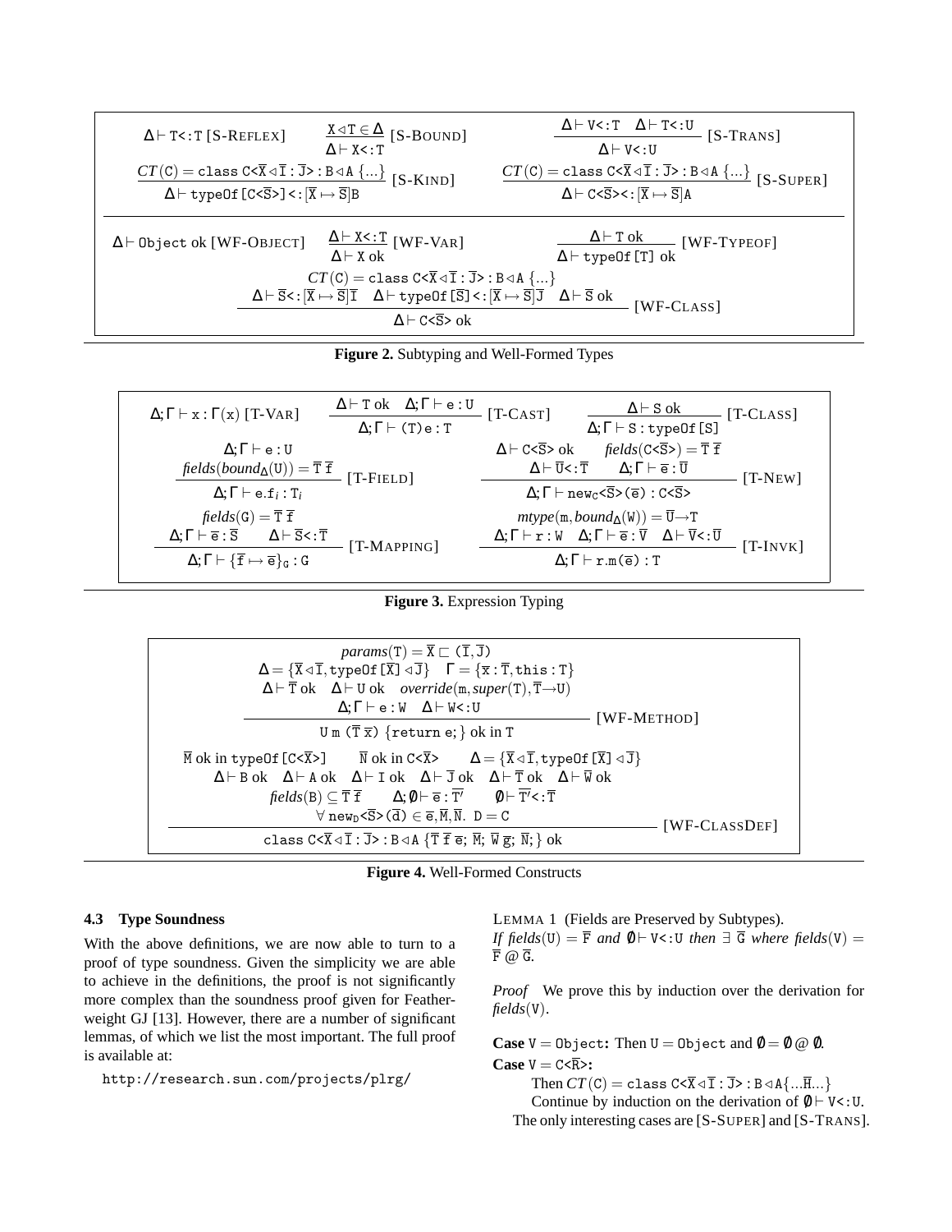$$\Delta \vdash \mathtt{T} <: \mathtt{T} \ \text{[S-REFLEX]} \qquad \frac{\mathtt{X} \triangleleft \mathtt{T} \in \Delta}{\Delta \vdash \mathtt{X} <: \mathtt{T}} \ \text{[S-BOUND]} \qquad \frac{\Delta \vdash \mathtt{V} <: \mathtt{T} \quad \Delta \vdash \mathtt{T} <: \mathtt{U}}{\Delta \vdash \mathtt{V} <: \mathtt{U}} \ \text{[S-TRANS]}$$

$$\frac{CT(\mathtt{C}) = \mathtt{class\ C}\langle\overline{\mathtt{X}} \triangleleft \overline{\mathtt{I}} : \overline{\mathtt{J}}\rangle : \mathtt{B} \triangleleft \mathtt{A}\ \{\ldots\}}{\Delta \vdash \mathtt{typeOf}[\mathtt{C}\langle\overline{\mathtt{S}}\rangle] <: [\overline{\mathtt{X}} \mapsto \overline{\mathtt{S}}]\mathtt{B}} \ \text{[S-KIND]} \qquad \frac{CT(\mathtt{C}) = \mathtt{class\ C}\langle\overline{\mathtt{X}} \triangleleft \overline{\mathtt{I}} : \overline{\mathtt{J}}\rangle : \mathtt{B} \triangleleft \mathtt{A}\ \{\ldots\}}{\Delta \vdash \mathtt{C}\langle\overline{\mathtt{S}}\rangle <: [\overline{\mathtt{X}} \mapsto \overline{\mathtt{S}}]\mathtt{A}} \ \text{[S-SUPER]}$$

$$\Delta \vdash \mathtt{Object}\ \text{ok} \ \text{[WF-OBJECT]} \qquad \frac{\Delta \vdash \mathtt{X} <: \mathtt{T}}{\Delta \vdash \mathtt{X}\ \text{ok}} \ \text{[WF-VAR]} \qquad \frac{\Delta \vdash \mathtt{T}\ \text{ok}}{\Delta \vdash \mathtt{typeOf}[\mathtt{T}]\ \text{ok}} \ \text{[WF-TYPEOF]}$$

$$\frac{\begin{array}{c} CT(\mathtt{C}) = \mathtt{class\ C}\langle\overline{\mathtt{X}} \triangleleft \overline{\mathtt{I}} : \overline{\mathtt{J}}\rangle : \mathtt{B} \triangleleft \mathtt{A}\ \{\ldots\} \\ \Delta \vdash \overline{\mathtt{S}} <: [\overline{\mathtt{X}} \mapsto \overline{\mathtt{S}}]\overline{\mathtt{I}} \quad \Delta \vdash \mathtt{typeOf}[\overline{\mathtt{S}}] <: [\overline{\mathtt{X}} \mapsto \overline{\mathtt{S}}]\overline{\mathtt{J}} \quad \Delta \vdash \overline{\mathtt{S}}\ \text{ok} \end{array}}{\Delta \vdash \mathtt{C}\langle\overline{\mathtt{S}}\rangle\ \text{ok}} \ \text{[WF-CLASS]}$$

**Figure 2.** Subtyping and Well-Formed Types

$$\Delta;\Gamma \vdash \mathtt{x} : \Gamma(\mathtt{x}) \ \text{[T-VAR]} \qquad \frac{\Delta \vdash \mathtt{T}\ \text{ok} \quad \Delta;\Gamma \vdash \mathtt{e} : \mathtt{U}}{\Delta;\Gamma \vdash (\mathtt{T})\mathtt{e} : \mathtt{T}} \ \text{[T-CAST]} \qquad \frac{\Delta \vdash \mathtt{S}\ \text{ok}}{\Delta;\Gamma \vdash \mathtt{S} : \mathtt{typeOf}[\mathtt{S}]} \ \text{[T-CLASS]}$$

$$\frac{\begin{array}{c}\Delta;\Gamma \vdash \mathtt{e} : \mathtt{U} \\ \textit{fields}(\textit{bound}_\Delta(\mathtt{U})) = \overline{\mathtt{T}}\ \overline{\mathtt{f}}\end{array}}{\Delta;\Gamma \vdash \mathtt{e}.\mathtt{f}_i : \mathtt{T}_i} \ \text{[T-FIELD]} \qquad \frac{\begin{array}{c}\Delta \vdash \mathtt{C}\langle\overline{\mathtt{S}}\rangle\ \text{ok} \quad \textit{fields}(\mathtt{C}\langle\overline{\mathtt{S}}\rangle) = \overline{\mathtt{T}}\ \overline{\mathtt{f}} \\ \Delta \vdash \overline{\mathtt{U}} <: \overline{\mathtt{T}} \quad \Delta;\Gamma \vdash \overline{\mathtt{e}} : \overline{\mathtt{U}}\end{array}}{\Delta;\Gamma \vdash \mathtt{new}_\mathtt{C}\langle\overline{\mathtt{S}}\rangle(\overline{\mathtt{e}}) : \mathtt{C}\langle\overline{\mathtt{S}}\rangle} \ \text{[T-NEW]}$$

$$\frac{\begin{array}{c}\textit{fields}(\mathtt{G}) = \overline{\mathtt{T}}\ \overline{\mathtt{f}} \\ \Delta;\Gamma \vdash \overline{\mathtt{e}} : \overline{\mathtt{S}} \quad \Delta \vdash \overline{\mathtt{S}} <: \overline{\mathtt{T}}\end{array}}{\Delta;\Gamma \vdash \{\overline{\mathtt{f}} \mapsto \overline{\mathtt{e}}\}_\mathtt{G} : \mathtt{G}} \ \text{[T-MAPPING]} \qquad \frac{\begin{array}{c}\textit{mtype}(\mathtt{m}, \textit{bound}_\Delta(\mathtt{W})) = \overline{\mathtt{U}} \to \mathtt{T} \\ \Delta;\Gamma \vdash \mathtt{r} : \mathtt{W} \quad \Delta;\Gamma \vdash \overline{\mathtt{e}} : \overline{\mathtt{V}} \quad \Delta \vdash \overline{\mathtt{V}} <: \overline{\mathtt{U}}\end{array}}{\Delta;\Gamma \vdash \mathtt{r}.\mathtt{m}(\overline{\mathtt{e}}) : \mathtt{T}} \ \text{[T-INVK]}$$

**Figure 3.** Expression Typing

$$\frac{\begin{array}{c}\textit{params}(\mathtt{T}) = \overline{\mathtt{X}} \sqsubset (\overline{\mathtt{I}}, \overline{\mathtt{J}}) \\ \Delta = \{\overline{\mathtt{X}} \triangleleft \overline{\mathtt{I}}, \mathtt{typeOf}[\overline{\mathtt{X}}] \triangleleft \overline{\mathtt{J}}\} \quad \Gamma = \{\overline{\mathtt{x}} : \overline{\mathtt{T}}, \mathtt{this} : \mathtt{T}\} \\ \Delta \vdash \overline{\mathtt{T}}\ \text{ok} \quad \Delta \vdash \mathtt{U}\ \text{ok} \quad \textit{override}(\mathtt{m}, \textit{super}(\mathtt{T}), \overline{\mathtt{T}} \to \mathtt{U}) \\ \Delta;\Gamma \vdash \mathtt{e} : \mathtt{W} \quad \Delta \vdash \mathtt{W} <: \mathtt{U}\end{array}}{\mathtt{U}\ \mathtt{m}\ (\overline{\mathtt{T}}\ \overline{\mathtt{x}})\ \{\mathtt{return}\ \mathtt{e};\}\ \text{ok in}\ \mathtt{T}} \ \text{[WF-METHOD]}$$

$$\frac{\begin{array}{c}\overline{\mathtt{M}}\ \text{ok in}\ \mathtt{typeOf}[\mathtt{C}\langle\overline{\mathtt{X}}\rangle] \quad \overline{\mathtt{N}}\ \text{ok in}\ \mathtt{C}\langle\overline{\mathtt{X}}\rangle \quad \Delta = \{\overline{\mathtt{X}} \triangleleft \overline{\mathtt{I}}, \mathtt{typeOf}[\overline{\mathtt{X}}] \triangleleft \overline{\mathtt{J}}\} \\ \Delta \vdash \mathtt{B}\ \text{ok} \quad \Delta \vdash \mathtt{A}\ \text{ok} \quad \Delta \vdash \mathtt{I}\ \text{ok} \quad \Delta \vdash \overline{\mathtt{J}}\ \text{ok} \quad \Delta \vdash \overline{\mathtt{T}}\ \text{ok} \quad \Delta \vdash \overline{\mathtt{W}}\ \text{ok} \\ \textit{fields}(\mathtt{B}) \subseteq \overline{\mathtt{T}}\ \overline{\mathtt{f}} \quad \Delta;\emptyset \vdash \overline{\mathtt{e}} : \overline{\mathtt{T}'} \quad \emptyset \vdash \overline{\mathtt{T}'} <: \overline{\mathtt{T}} \\ \forall\ \mathtt{new}_\mathtt{D}\langle\overline{\mathtt{S}}\rangle(\overline{\mathtt{d}}) \in \overline{\mathtt{e}}, \overline{\mathtt{M}}, \overline{\mathtt{N}}.\ \ \mathtt{D} = \mathtt{C}\end{array}}{\mathtt{class\ C}\langle\overline{\mathtt{X}} \triangleleft \overline{\mathtt{I}} : \overline{\mathtt{J}}\rangle : \mathtt{B} \triangleleft \mathtt{A}\ \{\overline{\mathtt{T}}\ \overline{\mathtt{f}}\ \overline{\mathtt{e}};\ \overline{\mathtt{M}};\ \overline{\mathtt{W}}\ \overline{\mathtt{g}};\ \overline{\mathtt{N}};\}\ \text{ok}} \ \text{[WF-CLASSDEF]}$$

**Figure 4.** Well-Formed Constructs

### 4.3 Type Soundness

With the above definitions, we are now able to turn to a proof of type soundness. Given the simplicity we are able to achieve in the definitions, the proof is not significantly more complex than the soundness proof given for Featherweight GJ [13]. However, there are a number of significant lemmas, of which we list the most important. The full proof is available at:

```
http://research.sun.com/projects/plrg/
```

LEMMA 1 (Fields are Preserved by Subtypes).
*If* $\textit{fields}(\mathtt{U}) = \overline{\mathtt{F}}$ *and* $\emptyset \vdash \mathtt{V} <: \mathtt{U}$ *then* $\exists\ \overline{\mathtt{G}}$ *where* $\textit{fields}(\mathtt{V}) = \overline{\mathtt{F}}\ @\ \overline{\mathtt{G}}$.

*Proof* We prove this by induction over the derivation for $\textit{fields}(\mathtt{V})$.

**Case** $\mathtt{V} = \mathtt{Object}$**:** Then $\mathtt{U} = \mathtt{Object}$ and $\emptyset = \emptyset\ @\ \emptyset$.

**Case** $\mathtt{V} = \mathtt{C}\langle\overline{\mathtt{R}}\rangle$**:**
Then $CT(\mathtt{C}) = \mathtt{class\ C}\langle\overline{\mathtt{X}} \triangleleft \overline{\mathtt{I}} : \overline{\mathtt{J}}\rangle : \mathtt{B} \triangleleft \mathtt{A}\{\ldots\overline{\mathtt{H}}\ldots\}$
Continue by induction on the derivation of $\emptyset \vdash \mathtt{V} <: \mathtt{U}$.
The only interesting cases are [S-SUPER] and [S-TRANS].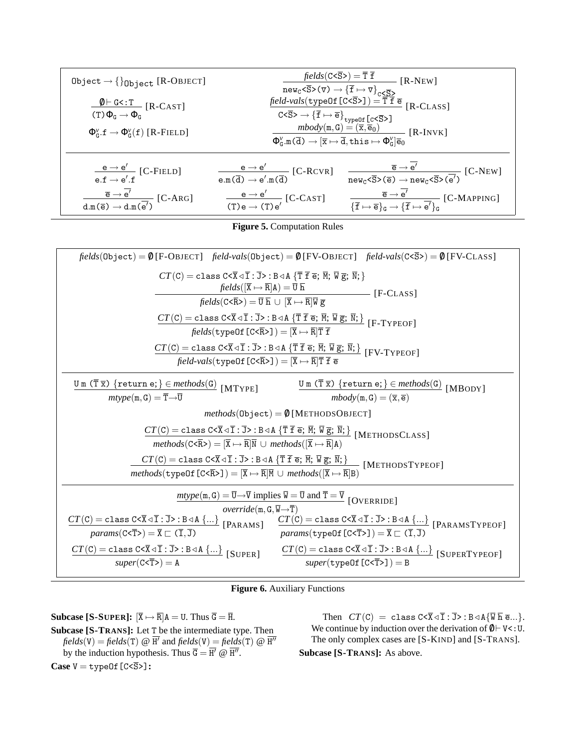$$\texttt{Object} \rightarrow \{\}_{\texttt{Object}} \;\text{[R-OBJECT]}$$

$$\frac{\emptyset \vdash \texttt{G<:T}}{(\texttt{T})\,\Phi_{\texttt{G}} \rightarrow \Phi_{\texttt{G}}} \;\text{[R-CAST]}$$

$$\Phi^{v}_{\texttt{G}}.\texttt{f} \rightarrow \Phi^{v}_{\texttt{G}}(\texttt{f}) \;\text{[R-FIELD]}$$

$$\frac{\mathit{fields}(\texttt{C<}\overline{\texttt{S}}\texttt{>}) = \overline{\texttt{T}}\;\overline{\texttt{f}}}{\texttt{new}_{\texttt{C}}\texttt{<}\overline{\texttt{S}}\texttt{>}(\overline{\texttt{v}}) \rightarrow \{\overline{\texttt{f}} \mapsto \overline{\texttt{v}}\}_{\texttt{C<}\overline{\texttt{S}}\texttt{>}}} \;\text{[R-NEW]}$$

$$\frac{\mathit{field\text{-}vals}(\texttt{typeOf}\,[\texttt{C<}\overline{\texttt{S}}\texttt{>}]) = \overline{\texttt{T}}\;\overline{\texttt{f}}\;\overline{\texttt{e}}}{\texttt{C<}\overline{\texttt{S}}\texttt{>} \rightarrow \{\overline{\texttt{f}} \mapsto \overline{\texttt{e}}\}_{\texttt{typeOf}\,[\texttt{C<}\overline{\texttt{S}}\texttt{>}]}} \;\text{[R-CLASS]}$$

$$\frac{\mathit{mbody}(\texttt{m},\texttt{G}) = (\overline{\texttt{x}},\overline{\texttt{e}}_0)}{\Phi^{v}_{\texttt{G}}.\texttt{m}(\overline{\texttt{d}}) \rightarrow [\overline{\texttt{x}} \mapsto \overline{\texttt{d}}, \texttt{this} \mapsto \Phi^{v}_{\texttt{G}}]\overline{\texttt{e}}_0} \;\text{[R-INVK]}$$

$$\frac{\texttt{e} \rightarrow \texttt{e}'}{\texttt{e.f} \rightarrow \texttt{e}'\texttt{.f}} \;\text{[C-FIELD]} \qquad \frac{\texttt{e} \rightarrow \texttt{e}'}{\texttt{e.m}(\overline{\texttt{d}}) \rightarrow \texttt{e}'\texttt{.m}(\overline{\texttt{d}})} \;\text{[C-RCVR]} \qquad \frac{\overline{\texttt{e}} \rightarrow \overline{\texttt{e}'}}{\texttt{new}_{\texttt{C}}\texttt{<}\overline{\texttt{S}}\texttt{>}(\overline{\texttt{e}}) \rightarrow \texttt{new}_{\texttt{C}}\texttt{<}\overline{\texttt{S}}\texttt{>}(\overline{\texttt{e}'})} \;\text{[C-NEW]}$$

$$\frac{\overline{\texttt{e}} \rightarrow \overline{\texttt{e}'}}{\texttt{d.m}(\overline{\texttt{e}}) \rightarrow \texttt{d.m}(\overline{\texttt{e}'})} \;\text{[C-ARG]} \qquad \frac{\texttt{e} \rightarrow \texttt{e}'}{(\texttt{T})\texttt{e} \rightarrow (\texttt{T})\texttt{e}'} \;\text{[C-CAST]} \qquad \frac{\overline{\texttt{e}} \rightarrow \overline{\texttt{e}'}}{\{\overline{\texttt{f}} \mapsto \overline{\texttt{e}}\}_{\texttt{G}} \rightarrow \{\overline{\texttt{f}} \mapsto \overline{\texttt{e}'}\}_{\texttt{G}}} \;\text{[C-MAPPING]}$$

**Figure 5.** Computation Rules

$$\mathit{fields}(\texttt{Object}) = \emptyset\;\text{[F-OBJECT]} \quad \mathit{field\text{-}vals}(\texttt{Object}) = \emptyset\;\text{[FV-OBJECT]} \quad \mathit{field\text{-}vals}(\texttt{C<}\overline{\texttt{S}}\texttt{>}) = \emptyset\;\text{[FV-CLASS]}$$

$$\frac{\begin{array}{c} CT(\texttt{C}) = \texttt{class C<}\overline{\texttt{X}} \lhd \overline{\texttt{I}} : \overline{\texttt{J}}\texttt{>} : \texttt{B} \lhd \texttt{A}\;\{\overline{\texttt{T}}\;\overline{\texttt{f}}\;\overline{\texttt{e}};\;\overline{\texttt{M}};\;\overline{\texttt{W}}\;\overline{\texttt{g}};\;\overline{\texttt{N}};\} \\ \mathit{fields}([\overline{\texttt{X}} \mapsto \overline{\texttt{R}}]\texttt{A}) = \overline{\texttt{U}}\;\overline{\texttt{h}} \end{array}}{\mathit{fields}(\texttt{C<}\overline{\texttt{R}}\texttt{>}) = \overline{\texttt{U}}\;\overline{\texttt{h}} \,\cup\, [\overline{\texttt{X}} \mapsto \overline{\texttt{R}}]\overline{\texttt{W}}\;\overline{\texttt{g}}} \;\text{[F-CLASS]}$$

$$\frac{CT(\texttt{C}) = \texttt{class C<}\overline{\texttt{X}} \lhd \overline{\texttt{I}} : \overline{\texttt{J}}\texttt{>} : \texttt{B} \lhd \texttt{A}\;\{\overline{\texttt{T}}\;\overline{\texttt{f}}\;\overline{\texttt{e}};\;\overline{\texttt{M}};\;\overline{\texttt{W}}\;\overline{\texttt{g}};\;\overline{\texttt{N}};\}}{\mathit{fields}(\texttt{typeOf}\,[\texttt{C<}\overline{\texttt{R}}\texttt{>}]) = [\overline{\texttt{X}} \mapsto \overline{\texttt{R}}]\overline{\texttt{T}}\;\overline{\texttt{f}}} \;\text{[F-TYPEOF]}$$

$$\frac{CT(\texttt{C}) = \texttt{class C<}\overline{\texttt{X}} \lhd \overline{\texttt{I}} : \overline{\texttt{J}}\texttt{>} : \texttt{B} \lhd \texttt{A}\;\{\overline{\texttt{T}}\;\overline{\texttt{f}}\;\overline{\texttt{e}};\;\overline{\texttt{M}};\;\overline{\texttt{W}}\;\overline{\texttt{g}};\;\overline{\texttt{N}};\}}{\mathit{field\text{-}vals}(\texttt{typeOf}\,[\texttt{C<}\overline{\texttt{R}}\texttt{>}]) = [\overline{\texttt{X}} \mapsto \overline{\texttt{R}}]\overline{\texttt{T}}\;\overline{\texttt{f}}\;\overline{\texttt{e}}} \;\text{[FV-TYPEOF]}$$

$$\frac{\texttt{U m }(\overline{\texttt{T}}\;\overline{\texttt{x}})\;\{\texttt{return e};\} \in \mathit{methods}(\texttt{G})}{\mathit{mtype}(\texttt{m},\texttt{G}) = \overline{\texttt{T}} {\rightarrow} \overline{\texttt{U}}} \;\text{[MTYPE]} \qquad \frac{\texttt{U m }(\overline{\texttt{T}}\;\overline{\texttt{x}})\;\{\texttt{return e};\} \in \mathit{methods}(\texttt{G})}{\mathit{mbody}(\texttt{m},\texttt{G}) = (\overline{\texttt{x}},\overline{\texttt{e}})} \;\text{[MBODY]}$$

$$\mathit{methods}(\texttt{Object}) = \emptyset\;\text{[METHODSOBJECT]}$$

$$\frac{CT(\texttt{C}) = \texttt{class C<}\overline{\texttt{X}} \lhd \overline{\texttt{I}} : \overline{\texttt{J}}\texttt{>} : \texttt{B} \lhd \texttt{A}\;\{\overline{\texttt{T}}\;\overline{\texttt{f}}\;\overline{\texttt{e}};\;\overline{\texttt{M}};\;\overline{\texttt{W}}\;\overline{\texttt{g}};\;\overline{\texttt{N}};\}}{\mathit{methods}(\texttt{C<}\overline{\texttt{R}}\texttt{>}) = [\overline{\texttt{X}} \mapsto \overline{\texttt{R}}]\overline{\texttt{N}} \,\cup\, \mathit{methods}([\overline{\texttt{X}} \mapsto \overline{\texttt{R}}]\texttt{A})} \;\text{[METHODSCLASS]}$$

$$\frac{CT(\texttt{C}) = \texttt{class C<}\overline{\texttt{X}} \lhd \overline{\texttt{I}} : \overline{\texttt{J}}\texttt{>} : \texttt{B} \lhd \texttt{A}\;\{\overline{\texttt{T}}\;\overline{\texttt{f}}\;\overline{\texttt{e}};\;\overline{\texttt{M}};\;\overline{\texttt{W}}\;\overline{\texttt{g}};\;\overline{\texttt{N}};\}}{\mathit{methods}(\texttt{typeOf}\,[\texttt{C<}\overline{\texttt{R}}\texttt{>}]) = [\overline{\texttt{X}} \mapsto \overline{\texttt{R}}]\overline{\texttt{M}} \,\cup\, \mathit{methods}([\overline{\texttt{X}} \mapsto \overline{\texttt{R}}]\texttt{B})} \;\text{[METHODSTYPEOF]}$$

$$\frac{\mathit{mtype}(\texttt{m},\texttt{G}) = \overline{\texttt{U}} {\rightarrow} \overline{\texttt{V}} \text{ implies } \overline{\texttt{W}} = \overline{\texttt{U}} \text{ and } \overline{\texttt{T}} = \overline{\texttt{V}}}{\mathit{override}(\texttt{m},\texttt{G},\overline{\texttt{W}} {\rightarrow} \overline{\texttt{T}})} \;\text{[OVERRIDE]}$$

$$\frac{CT(\texttt{C}) = \texttt{class C<}\overline{\texttt{X}} \lhd \overline{\texttt{I}} : \overline{\texttt{J}}\texttt{>} : \texttt{B} \lhd \texttt{A}\;\{\ldots\}}{\mathit{params}(\texttt{C<}\overline{\texttt{T}}\texttt{>}) = \overline{\texttt{X}} \sqsubset (\overline{\texttt{I}},\overline{\texttt{J}})} \;\text{[PARAMS]} \qquad \frac{CT(\texttt{C}) = \texttt{class C<}\overline{\texttt{X}} \lhd \overline{\texttt{I}} : \overline{\texttt{J}}\texttt{>} : \texttt{B} \lhd \texttt{A}\;\{\ldots\}}{\mathit{params}(\texttt{typeOf}\,[\texttt{C<}\overline{\texttt{T}}\texttt{>}]) = \overline{\texttt{X}} \sqsubset (\overline{\texttt{I}},\overline{\texttt{J}})} \;\text{[PARAMSTYPEOF]}$$

$$\frac{CT(\texttt{C}) = \texttt{class C<}\overline{\texttt{X}} \lhd \overline{\texttt{I}} : \overline{\texttt{J}}\texttt{>} : \texttt{B} \lhd \texttt{A}\;\{\ldots\}}{\mathit{super}(\texttt{C<}\overline{\texttt{T}}\texttt{>}) = \texttt{A}} \;\text{[SUPER]} \qquad \frac{CT(\texttt{C}) = \texttt{class C<}\overline{\texttt{X}} \lhd \overline{\texttt{I}} : \overline{\texttt{J}}\texttt{>} : \texttt{B} \lhd \texttt{A}\;\{\ldots\}}{\mathit{super}(\texttt{typeOf}\,[\texttt{C<}\overline{\texttt{T}}\texttt{>}]) = \texttt{B}} \;\text{[SUPERTYPEOF]}$$

**Figure 6.** Auxiliary Functions

**Subcase [S-SUPER]:** $[\overline{\texttt{X}} \mapsto \overline{\texttt{R}}]\texttt{A} = \texttt{U}$. Thus $\overline{\texttt{G}} = \overline{\texttt{H}}$.

**Subcase [S-TRANS]:** Let T be the intermediate type. Then $\mathit{fields}(\texttt{V}) = \mathit{fields}(\texttt{T})\;@\;\overline{\texttt{H}'}$ and $\mathit{fields}(\texttt{V}) = \mathit{fields}(\texttt{T})\;@\;\overline{\texttt{H}''}$ by the induction hypothesis. Thus $\overline{\texttt{G}} = \overline{\texttt{H}'}\;@\;\overline{\texttt{H}''}$.

**Case** $\texttt{V} = \texttt{typeOf}\,[\texttt{C<}\overline{\texttt{S}}\texttt{>}]$**:**

Then $CT(\texttt{C}) = \texttt{class C<}\overline{\texttt{X}} \lhd \overline{\texttt{I}} : \overline{\texttt{J}}\texttt{>} : \texttt{B} \lhd \texttt{A}\{\overline{\texttt{W}}\;\overline{\texttt{h}}\;\overline{\texttt{e}}\ldots\}$. We continue by induction over the derivation of $\emptyset \vdash \texttt{V<:U}$. The only complex cases are [S-KIND] and [S-TRANS].

**Subcase [S-TRANS]:** As above.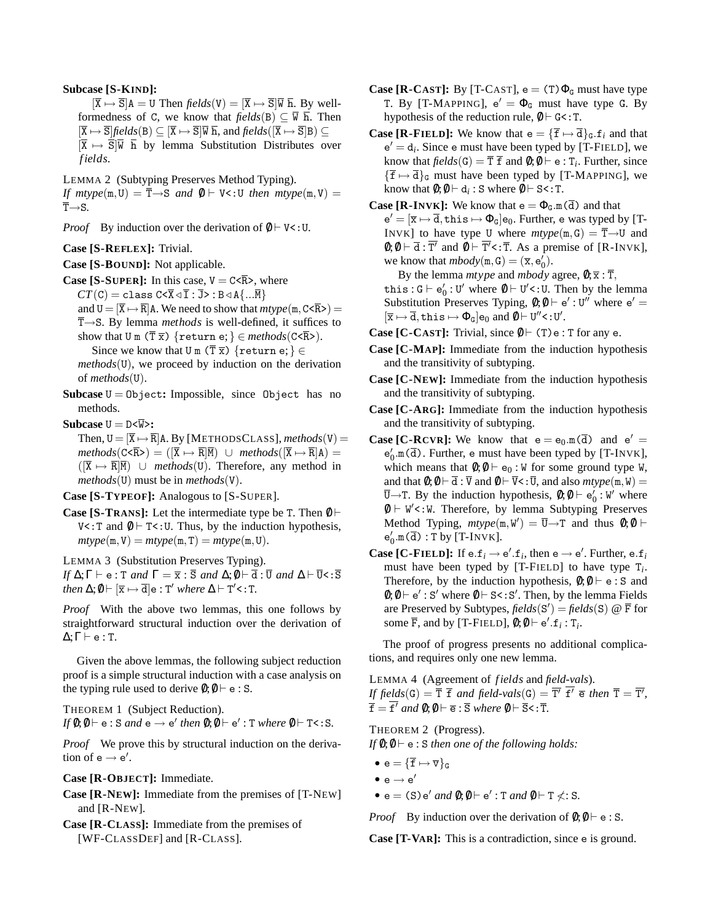**Subcase [S-KIND]:**

$[\overline{X} \mapsto \overline{S}]A = U$ Then *fields*$(V) = [\overline{X} \mapsto \overline{S}]\overline{W}\ \overline{h}$. By well-formedness of C, we know that *fields*$(B) \subseteq \overline{W}\ \overline{h}$. Then $[\overline{X} \mapsto \overline{S}]$*fields*$(B) \subseteq [\overline{X} \mapsto \overline{S}]\overline{W}\ \overline{h}$, and *fields*$([\overline{X} \mapsto \overline{S}]B) \subseteq [\overline{X} \mapsto \overline{S}]\overline{W}\ \overline{h}$ by lemma Substitution Distributes over *fields*.

LEMMA 2 (Subtyping Preserves Method Typing). *If* *mtype*$(m, U) = \overline{T} \to S$ *and* $\emptyset \vdash V <: U$ *then* *mtype*$(m, V) = \overline{T} \to S$.

*Proof* By induction over the derivation of $\emptyset \vdash V <: U$.

**Case [S-REFLEX]:** Trivial.

**Case [S-BOUND]:** Not applicable.

**Case [S-SUPER]:** In this case, $V = C\langle\overline{R}\rangle$, where $CT(C) = \texttt{class}\ C\langle\overline{X} \triangleleft \overline{I} : \overline{J}\rangle : B \triangleleft A\{\ldots\overline{M}\}$ and $U = [\overline{X} \mapsto \overline{R}]A$. We need to show that *mtype*$(m, C\langle\overline{R}\rangle) = \overline{T} \to S$. By lemma *methods* is well-defined, it suffices to show that $U\ m\ (\overline{T}\ \overline{x})\ \{\texttt{return}\ e;\} \in$ *methods*$(C\langle\overline{R}\rangle)$.

Since we know that $U\ m\ (\overline{T}\ \overline{x})\ \{\texttt{return}\ e;\} \in$ *methods*$(U)$, we proceed by induction on the derivation of *methods*$(U)$.

**Subcase $U = \texttt{Object}$:** Impossible, since Object has no methods.

**Subcase $U = D\langle\overline{W}\rangle$:**

Then, $U = [\overline{X} \mapsto \overline{R}]A$. By [METHODSCLASS], *methods*$(V) =$ *methods*$(C\langle\overline{R}\rangle) = ([\overline{X} \mapsto \overline{R}]\overline{M})\ \cup$ *methods*$([\overline{X} \mapsto \overline{R}]A) = ([\overline{X} \mapsto \overline{R}]\overline{M})\ \cup$ *methods*$(U)$. Therefore, any method in *methods*$(U)$ must be in *methods*$(V)$.

**Case [S-TYPEOF]:** Analogous to [S-SUPER].

**Case [S-TRANS]:** Let the intermediate type be T. Then $\emptyset \vdash V <: T$ and $\emptyset \vdash T <: U$. Thus, by the induction hypothesis, *mtype*$(m, V) =$ *mtype*$(m, T) =$ *mtype*$(m, U)$.

LEMMA 3 (Substitution Preserves Typing). *If* $\Delta; \Gamma \vdash e : T$ *and* $\Gamma = \overline{x} : \overline{S}$ *and* $\Delta; \emptyset \vdash \overline{d} : \overline{U}$ *and* $\Delta \vdash \overline{U} <: \overline{S}$ *then* $\Delta; \emptyset \vdash [\overline{x} \mapsto \overline{d}]e : T'$ *where* $\Delta \vdash T' <: T$.

*Proof* With the above two lemmas, this one follows by straightforward structural induction over the derivation of $\Delta; \Gamma \vdash e : T$.

Given the above lemmas, the following subject reduction proof is a simple structural induction with a case analysis on the typing rule used to derive $\emptyset; \emptyset \vdash e : S$.

THEOREM 1 (Subject Reduction). *If* $\emptyset; \emptyset \vdash e : S$ *and* $e \to e'$ *then* $\emptyset; \emptyset \vdash e' : T$ *where* $\emptyset \vdash T <: S$.

*Proof* We prove this by structural induction on the derivation of $e \to e'$.

**Case [R-OBJECT]:** Immediate.

**Case [R-NEW]:** Immediate from the premises of [T-NEW] and [R-NEW].

**Case [R-CLASS]:** Immediate from the premises of [WF-CLASSDEF] and [R-CLASS].

**Case [R-CAST]:** By [T-CAST], $e = (T)\Phi_G$ must have type T. By [T-MAPPING], $e' = \Phi_G$ must have type G. By hypothesis of the reduction rule, $\emptyset \vdash G <: T$.

**Case [R-FIELD]:** We know that $e = \{\overline{f} \mapsto \overline{d}\}_G.f_i$ and that $e' = d_i$. Since e must have been typed by [T-FIELD], we know that *fields*$(G) = \overline{T}\ \overline{f}$ and $\emptyset; \emptyset \vdash e : T_i$. Further, since $\{\overline{f} \mapsto \overline{d}\}_G$ must have been typed by [T-MAPPING], we know that $\emptyset; \emptyset \vdash d_i : S$ where $\emptyset \vdash S <: T$.

**Case [R-INVK]:** We know that $e = \Phi_G.m(\overline{d})$ and that $e' = [\overline{x} \mapsto \overline{d}, \texttt{this} \mapsto \Phi_G]e_0$. Further, e was typed by [T-INVK] to have type U where *mtype*$(m, G) = \overline{T} \to U$ and $\emptyset; \emptyset \vdash \overline{d} : \overline{T'}$ and $\emptyset \vdash \overline{T'} <: \overline{T}$. As a premise of [R-INVK], we know that *mbody*$(m, G) = (\overline{x}, e_0')$.

By the lemma *mtype* and *mbody* agree, $\emptyset; \overline{x} : \overline{T}$, $\texttt{this} : G \vdash e_0' : U'$ where $\emptyset \vdash U' <: U$. Then by the lemma Substitution Preserves Typing, $\emptyset; \emptyset \vdash e' : U''$ where $e' = [\overline{x} \mapsto \overline{d}, \texttt{this} \mapsto \Phi_G]e_0$ and $\emptyset \vdash U'' <: U'$.

**Case [C-CAST]:** Trivial, since $\emptyset \vdash (T)e : T$ for any e.

**Case [C-MAP]:** Immediate from the induction hypothesis and the transitivity of subtyping.

**Case [C-NEW]:** Immediate from the induction hypothesis and the transitivity of subtyping.

**Case [C-ARG]:** Immediate from the induction hypothesis and the transitivity of subtyping.

**Case [C-RCVR]:** We know that $e = e_0.m(\overline{d})$ and $e' = e_0'.m(\overline{d})$. Further, e must have been typed by [T-INVK], which means that $\emptyset; \emptyset \vdash e_0 : W$ for some ground type W, and that $\emptyset; \emptyset \vdash \overline{d} : \overline{V}$ and $\emptyset \vdash \overline{V} <: \overline{U}$, and also *mtype*$(m, W) = \overline{U} \to T$. By the induction hypothesis, $\emptyset; \emptyset \vdash e_0' : W'$ where $\emptyset \vdash W' <: W$. Therefore, by lemma Subtyping Preserves Method Typing, *mtype*$(m, W') = \overline{U} \to T$ and thus $\emptyset; \emptyset \vdash e_0'.m(\overline{d}) : T$ by [T-INVK].

**Case [C-FIELD]:** If $e.f_i \to e'.f_i$, then $e \to e'$. Further, $e.f_i$ must have been typed by [T-FIELD] to have type $T_i$. Therefore, by the induction hypothesis, $\emptyset; \emptyset \vdash e : S$ and $\emptyset; \emptyset \vdash e' : S'$ where $\emptyset \vdash S <: S'$. Then, by the lemma Fields are Preserved by Subtypes, *fields*$(S') =$ *fields*$(S)$ @ $\overline{F}$ for some $\overline{F}$, and by [T-FIELD], $\emptyset; \emptyset \vdash e'.f_i : T_i$.

The proof of progress presents no additional complications, and requires only one new lemma.

LEMMA 4 (Agreement of *fields* and *field-vals*). *If* *fields*$(G) = \overline{T}\ \overline{f}$ *and* *field-vals*$(G) = \overline{T'}\ \overline{f'}\ \overline{e}$ *then* $\overline{T} = \overline{T'}$, $\overline{f} = \overline{f'}$ *and* $\emptyset; \emptyset \vdash \overline{e} : \overline{S}$ *where* $\emptyset \vdash \overline{S} <: \overline{T}$.

THEOREM 2 (Progress). *If* $\emptyset; \emptyset \vdash e : S$ *then one of the following holds:*

- $e = \{\overline{f} \mapsto \overline{v}\}_G$
- $e \to e'$
- $e = (S)e'$ *and* $\emptyset; \emptyset \vdash e' : T$ *and* $\emptyset \vdash T \not<: S$.

*Proof* By induction over the derivation of $\emptyset; \emptyset \vdash e : S$.

**Case [T-VAR]:** This is a contradiction, since e is ground.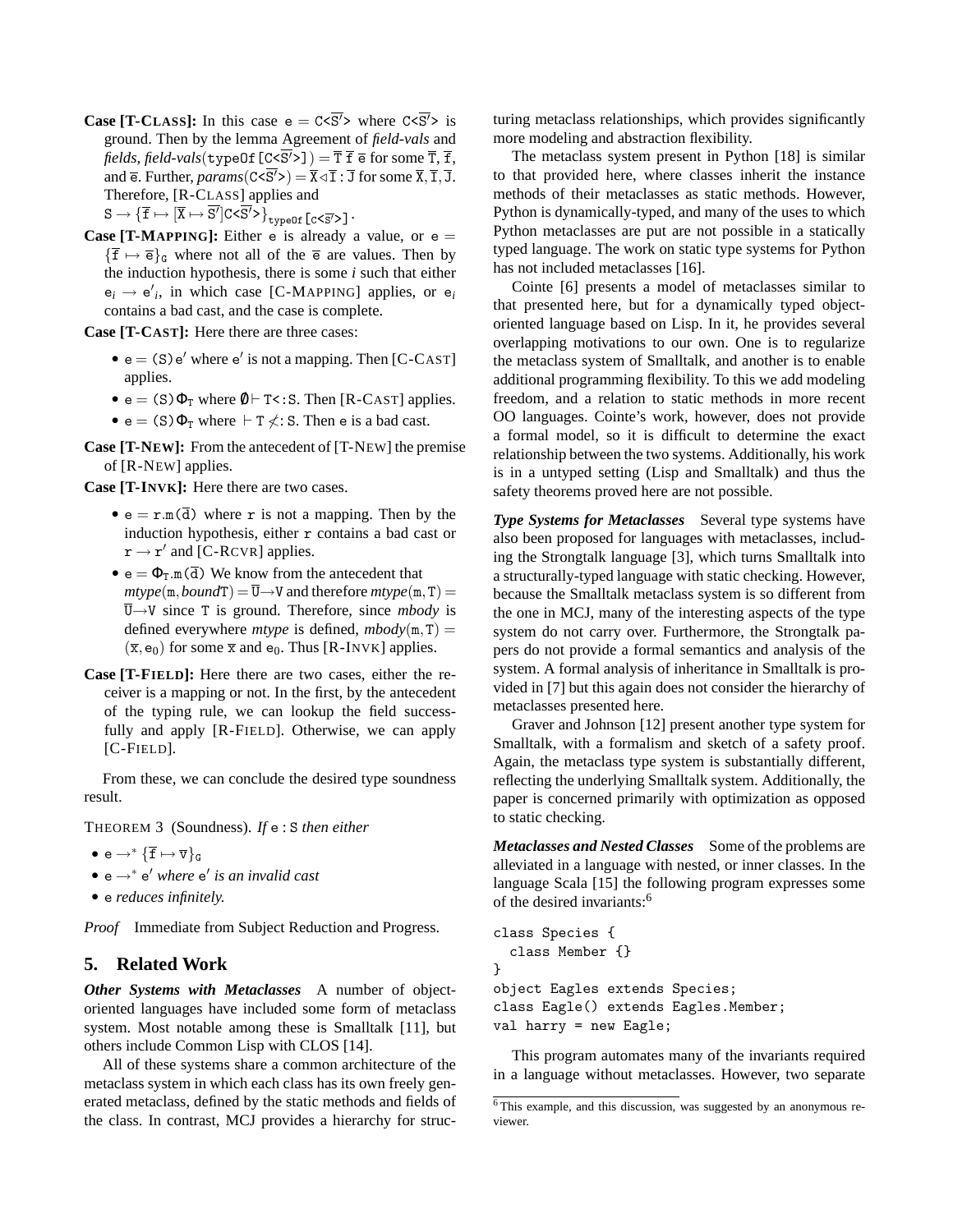**Case [T-CLASS]:** In this case $\mathtt{e} = \mathtt{C}\texttt{<}\overline{\mathtt{S}'}\texttt{>}$ where $\mathtt{C}\texttt{<}\overline{\mathtt{S}'}\texttt{>}$ is ground. Then by the lemma Agreement of *field-vals* and *fields*, *field-vals*$(\mathtt{typeOf}[\mathtt{C}\texttt{<}\overline{\mathtt{S}'}\texttt{>}]) = \overline{\mathtt{T}}\ \overline{\mathtt{f}}\ \overline{\mathtt{e}}$ for some $\overline{\mathtt{T}}, \overline{\mathtt{f}}$, and $\overline{\mathtt{e}}$. Further, *params*$(\mathtt{C}\texttt{<}\overline{\mathtt{S}'}\texttt{>}) = \overline{\mathtt{X}} \triangleleft \overline{\mathtt{I}} : \overline{\mathtt{J}}$ for some $\overline{\mathtt{X}}, \overline{\mathtt{I}}, \overline{\mathtt{J}}$. Therefore, [R-CLASS] applies and $\mathtt{S} \rightarrow \{\overline{\mathtt{f}} \mapsto [\overline{\mathtt{X}} \mapsto \overline{\mathtt{S}'}]\mathtt{C}\texttt{<}\overline{\mathtt{S}'}\texttt{>}\}_{\mathtt{typeOf}[\mathtt{C}\texttt{<}\overline{\mathtt{S}'}\texttt{>}]}$.

**Case [T-MAPPING]:** Either $\mathtt{e}$ is already a value, or $\mathtt{e} = \{\overline{\mathtt{f}} \mapsto \overline{\mathtt{e}}\}_{\mathtt{G}}$ where not all of the $\overline{\mathtt{e}}$ are values. Then by the induction hypothesis, there is some $i$ such that either $\mathtt{e}_i \rightarrow \mathtt{e}'_i$, in which case [C-MAPPING] applies, or $\mathtt{e}_i$ contains a bad cast, and the case is complete.

**Case [T-CAST]:** Here there are three cases:

- $\mathtt{e} = (\mathtt{S})\mathtt{e}'$ where $\mathtt{e}'$ is not a mapping. Then [C-CAST] applies.
- $\mathtt{e} = (\mathtt{S})\Phi_{\mathtt{T}}$ where $\emptyset \vdash \mathtt{T} \texttt{<:} \mathtt{S}$. Then [R-CAST] applies.
- $\mathtt{e} = (\mathtt{S})\Phi_{\mathtt{T}}$ where $\vdash \mathtt{T} \not\texttt{<:} \mathtt{S}$. Then $\mathtt{e}$ is a bad cast.

**Case [T-NEW]:** From the antecedent of [T-NEW] the premise of [R-NEW] applies.

**Case [T-INVK]:** Here there are two cases.

- $\mathtt{e} = \mathtt{r}.\mathtt{m}(\overline{\mathtt{d}})$ where $\mathtt{r}$ is not a mapping. Then by the induction hypothesis, either $\mathtt{r}$ contains a bad cast or $\mathtt{r} \rightarrow \mathtt{r}'$ and [C-RCVR] applies.
- $\mathtt{e} = \Phi_{\mathtt{T}}.\mathtt{m}(\overline{\mathtt{d}})$ We know from the antecedent that *mtype*$(\mathtt{m}, bound\mathtt{T}) = \overline{\mathtt{U}} \rightarrow \mathtt{V}$ and therefore *mtype*$(\mathtt{m}, \mathtt{T}) = \overline{\mathtt{U}} \rightarrow \mathtt{V}$ since $\mathtt{T}$ is ground. Therefore, since *mbody* is defined everywhere *mtype* is defined, *mbody*$(\mathtt{m}, \mathtt{T}) = (\overline{\mathtt{x}}, \mathtt{e}_0)$ for some $\overline{\mathtt{x}}$ and $\mathtt{e}_0$. Thus [R-INVK] applies.

**Case [T-FIELD]:** Here there are two cases, either the receiver is a mapping or not. In the first, by the antecedent of the typing rule, we can lookup the field successfully and apply [R-FIELD]. Otherwise, we can apply [C-FIELD].

From these, we can conclude the desired type soundness result.

THEOREM 3 (Soundness). *If* $\mathtt{e} : \mathtt{S}$ *then either*

- $\mathtt{e} \rightarrow^* \{\overline{\mathtt{f}} \mapsto \overline{\mathtt{v}}\}_{\mathtt{G}}$
- $\mathtt{e} \rightarrow^* \mathtt{e}'$ *where* $\mathtt{e}'$ *is an invalid cast*
- $\mathtt{e}$ *reduces infinitely.*

*Proof* Immediate from Subject Reduction and Progress.

## 5. Related Work

***Other Systems with Metaclasses*** A number of object-oriented languages have included some form of metaclass system. Most notable among these is Smalltalk [11], but others include Common Lisp with CLOS [14].

All of these systems share a common architecture of the metaclass system in which each class has its own freely generated metaclass, defined by the static methods and fields of the class. In contrast, MCJ provides a hierarchy for structuring metaclass relationships, which provides significantly more modeling and abstraction flexibility.

The metaclass system present in Python [18] is similar to that provided here, where classes inherit the instance methods of their metaclasses as static methods. However, Python is dynamically-typed, and many of the uses to which Python metaclasses are put are not possible in a statically typed language. The work on static type systems for Python has not included metaclasses [16].

Cointe [6] presents a model of metaclasses similar to that presented here, but for a dynamically typed object-oriented language based on Lisp. In it, he provides several overlapping motivations to our own. One is to regularize the metaclass system of Smalltalk, and another is to enable additional programming flexibility. To this we add modeling freedom, and a relation to static methods in more recent OO languages. Cointe's work, however, does not provide a formal model, so it is difficult to determine the exact relationship between the two systems. Additionally, his work is in a untyped setting (Lisp and Smalltalk) and thus the safety theorems proved here are not possible.

***Type Systems for Metaclasses*** Several type systems have also been proposed for languages with metaclasses, including the Strongtalk language [3], which turns Smalltalk into a structurally-typed language with static checking. However, because the Smalltalk metaclass system is so different from the one in MCJ, many of the interesting aspects of the type system do not carry over. Furthermore, the Strongtalk papers do not provide a formal semantics and analysis of the system. A formal analysis of inheritance in Smalltalk is provided in [7] but this again does not consider the hierarchy of metaclasses presented here.

Graver and Johnson [12] present another type system for Smalltalk, with a formalism and sketch of a safety proof. Again, the metaclass type system is substantially different, reflecting the underlying Smalltalk system. Additionally, the paper is concerned primarily with optimization as opposed to static checking.

***Metaclasses and Nested Classes*** Some of the problems are alleviated in a language with nested, or inner classes. In the language Scala [15] the following program expresses some of the desired invariants:[6]

```
class Species {
  class Member {}
}
object Eagles extends Species;
class Eagle() extends Eagles.Member;
val harry = new Eagle;
```

This program automates many of the invariants required in a language without metaclasses. However, two separate

[6] This example, and this discussion, was suggested by an anonymous reviewer.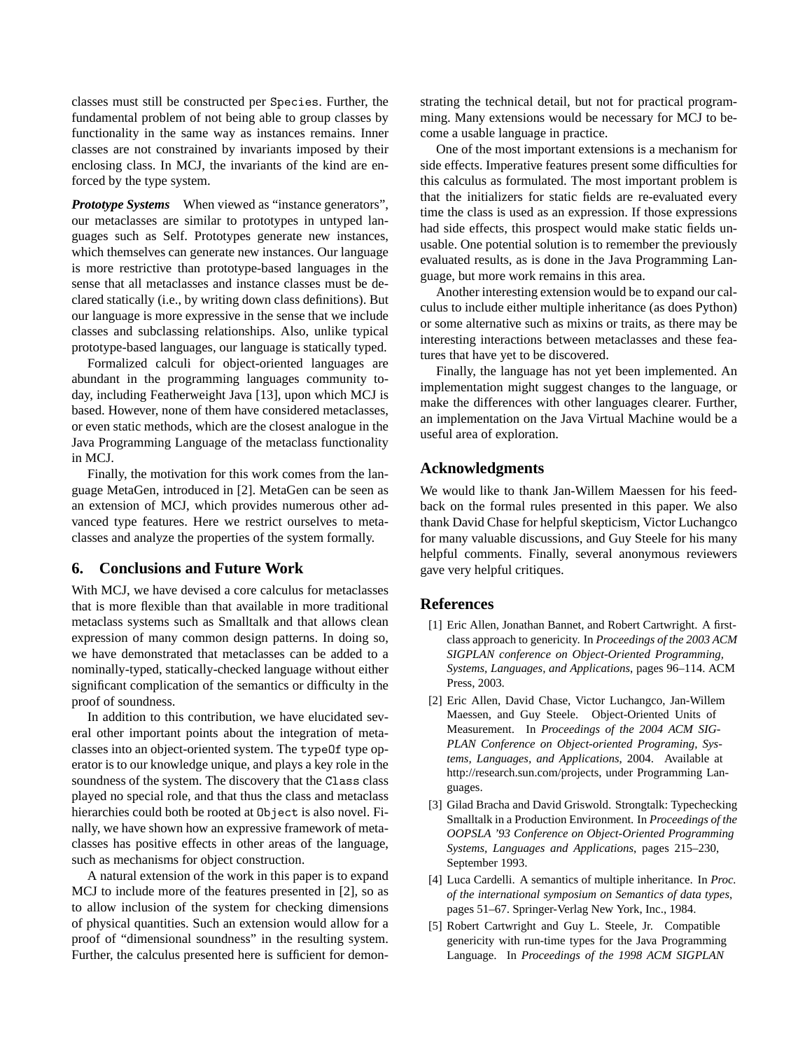classes must still be constructed per `Species`. Further, the fundamental problem of not being able to group classes by functionality in the same way as instances remains. Inner classes are not constrained by invariants imposed by their enclosing class. In MCJ, the invariants of the kind are enforced by the type system.

***Prototype Systems*** When viewed as "instance generators", our metaclasses are similar to prototypes in untyped languages such as Self. Prototypes generate new instances, which themselves can generate new instances. Our language is more restrictive than prototype-based languages in the sense that all metaclasses and instance classes must be declared statically (i.e., by writing down class definitions). But our language is more expressive in the sense that we include classes and subclassing relationships. Also, unlike typical prototype-based languages, our language is statically typed.

Formalized calculi for object-oriented languages are abundant in the programming languages community today, including Featherweight Java [13], upon which MCJ is based. However, none of them have considered metaclasses, or even static methods, which are the closest analogue in the Java Programming Language of the metaclass functionality in MCJ.

Finally, the motivation for this work comes from the language MetaGen, introduced in [2]. MetaGen can be seen as an extension of MCJ, which provides numerous other advanced type features. Here we restrict ourselves to metaclasses and analyze the properties of the system formally.

## 6. Conclusions and Future Work

With MCJ, we have devised a core calculus for metaclasses that is more flexible than that available in more traditional metaclass systems such as Smalltalk and that allows clean expression of many common design patterns. In doing so, we have demonstrated that metaclasses can be added to a nominally-typed, statically-checked language without either significant complication of the semantics or difficulty in the proof of soundness.

In addition to this contribution, we have elucidated several other important points about the integration of metaclasses into an object-oriented system. The `typeOf` type operator is to our knowledge unique, and plays a key role in the soundness of the system. The discovery that the `Class` class played no special role, and that thus the class and metaclass hierarchies could both be rooted at `Object` is also novel. Finally, we have shown how an expressive framework of metaclasses has positive effects in other areas of the language, such as mechanisms for object construction.

A natural extension of the work in this paper is to expand MCJ to include more of the features presented in [2], so as to allow inclusion of the system for checking dimensions of physical quantities. Such an extension would allow for a proof of "dimensional soundness" in the resulting system. Further, the calculus presented here is sufficient for demonstrating the technical detail, but not for practical programming. Many extensions would be necessary for MCJ to become a usable language in practice.

One of the most important extensions is a mechanism for side effects. Imperative features present some difficulties for this calculus as formulated. The most important problem is that the initializers for static fields are re-evaluated every time the class is used as an expression. If those expressions had side effects, this prospect would make static fields unusable. One potential solution is to remember the previously evaluated results, as is done in the Java Programming Language, but more work remains in this area.

Another interesting extension would be to expand our calculus to include either multiple inheritance (as does Python) or some alternative such as mixins or traits, as there may be interesting interactions between metaclasses and these features that have yet to be discovered.

Finally, the language has not yet been implemented. An implementation might suggest changes to the language, or make the differences with other languages clearer. Further, an implementation on the Java Virtual Machine would be a useful area of exploration.

## Acknowledgments

We would like to thank Jan-Willem Maessen for his feedback on the formal rules presented in this paper. We also thank David Chase for helpful skepticism, Victor Luchangco for many valuable discussions, and Guy Steele for his many helpful comments. Finally, several anonymous reviewers gave very helpful critiques.

## References

[1] Eric Allen, Jonathan Bannet, and Robert Cartwright. A first-class approach to genericity. In *Proceedings of the 2003 ACM SIGPLAN conference on Object-Oriented Programming, Systems, Languages, and Applications*, pages 96–114. ACM Press, 2003.

[2] Eric Allen, David Chase, Victor Luchangco, Jan-Willem Maessen, and Guy Steele. Object-Oriented Units of Measurement. In *Proceedings of the 2004 ACM SIGPLAN Conference on Object-oriented Programing, Systems, Languages, and Applications*, 2004. Available at http://research.sun.com/projects, under Programming Languages.

[3] Gilad Bracha and David Griswold. Strongtalk: Typechecking Smalltalk in a Production Environment. In *Proceedings of the OOPSLA '93 Conference on Object-Oriented Programming Systems, Languages and Applications*, pages 215–230, September 1993.

[4] Luca Cardelli. A semantics of multiple inheritance. In *Proc. of the international symposium on Semantics of data types*, pages 51–67. Springer-Verlag New York, Inc., 1984.

[5] Robert Cartwright and Guy L. Steele, Jr. Compatible genericity with run-time types for the Java Programming Language. In *Proceedings of the 1998 ACM SIGPLAN*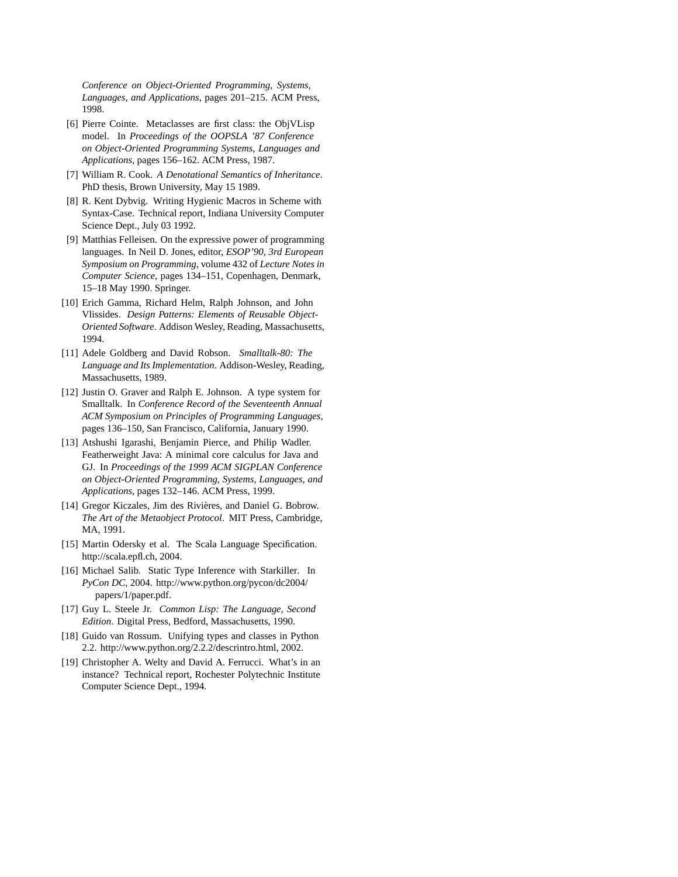*Conference on Object-Oriented Programming, Systems, Languages, and Applications*, pages 201–215. ACM Press, 1998.

[6] Pierre Cointe. Metaclasses are first class: the ObjVLisp model. In *Proceedings of the OOPSLA '87 Conference on Object-Oriented Programming Systems, Languages and Applications*, pages 156–162. ACM Press, 1987.

[7] William R. Cook. *A Denotational Semantics of Inheritance*. PhD thesis, Brown University, May 15 1989.

[8] R. Kent Dybvig. Writing Hygienic Macros in Scheme with Syntax-Case. Technical report, Indiana University Computer Science Dept., July 03 1992.

[9] Matthias Felleisen. On the expressive power of programming languages. In Neil D. Jones, editor, *ESOP'90, 3rd European Symposium on Programming*, volume 432 of *Lecture Notes in Computer Science*, pages 134–151, Copenhagen, Denmark, 15–18 May 1990. Springer.

[10] Erich Gamma, Richard Helm, Ralph Johnson, and John Vlissides. *Design Patterns: Elements of Reusable Object-Oriented Software*. Addison Wesley, Reading, Massachusetts, 1994.

[11] Adele Goldberg and David Robson. *Smalltalk-80: The Language and Its Implementation*. Addison-Wesley, Reading, Massachusetts, 1989.

[12] Justin O. Graver and Ralph E. Johnson. A type system for Smalltalk. In *Conference Record of the Seventeenth Annual ACM Symposium on Principles of Programming Languages*, pages 136–150, San Francisco, California, January 1990.

[13] Atshushi Igarashi, Benjamin Pierce, and Philip Wadler. Featherweight Java: A minimal core calculus for Java and GJ. In *Proceedings of the 1999 ACM SIGPLAN Conference on Object-Oriented Programming, Systems, Languages, and Applications*, pages 132–146. ACM Press, 1999.

[14] Gregor Kiczales, Jim des Rivières, and Daniel G. Bobrow. *The Art of the Metaobject Protocol*. MIT Press, Cambridge, MA, 1991.

[15] Martin Odersky et al. The Scala Language Specification. http://scala.epfl.ch, 2004.

[16] Michael Salib. Static Type Inference with Starkiller. In *PyCon DC*, 2004. http://www.python.org/pycon/dc2004/papers/1/paper.pdf.

[17] Guy L. Steele Jr. *Common Lisp: The Language, Second Edition*. Digital Press, Bedford, Massachusetts, 1990.

[18] Guido van Rossum. Unifying types and classes in Python 2.2. http://www.python.org/2.2.2/descrintro.html, 2002.

[19] Christopher A. Welty and David A. Ferrucci. What's in an instance? Technical report, Rochester Polytechnic Institute Computer Science Dept., 1994.